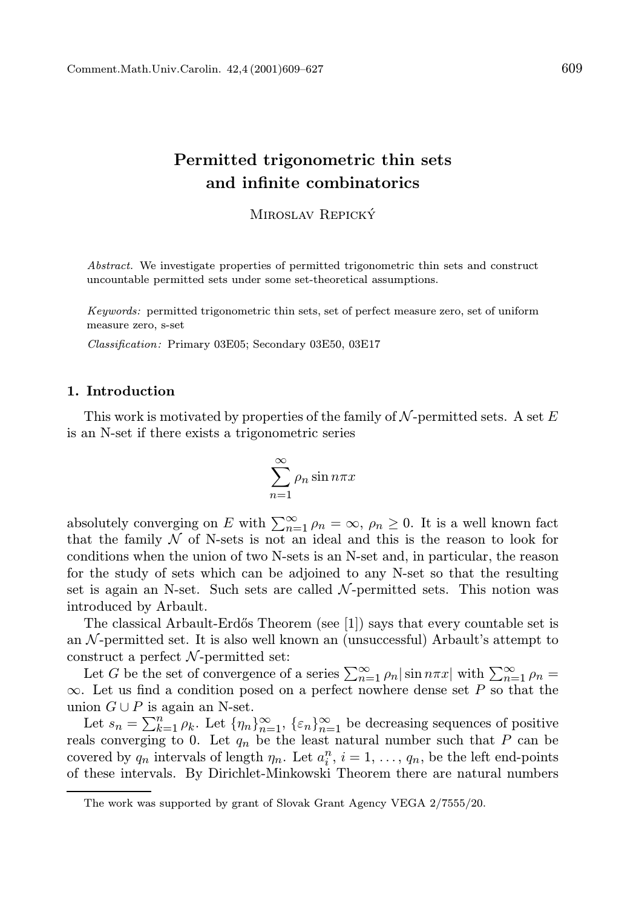# Permitted trigonometric thin sets and infinite combinatorics

Miroslav Repický

*Abstract.* We investigate properties of permitted trigonometric thin sets and construct uncountable permitted sets under some set-theoretical assumptions.

*Keywords:* permitted trigonometric thin sets, set of perfect measure zero, set of uniform measure zero, s-set

*Classification:* Primary 03E05; Secondary 03E50, 03E17

## 1. Introduction

This work is motivated by properties of the family of $\mathcal{N}$-permitted sets. A set $E$ is an N-set if there exists a trigonometric series

$$\sum_{n=1}^{\infty} \rho_n \sin n\pi x$$

absolutely converging on $E$ with $\sum_{n=1}^{\infty} \rho_n = \infty$, $\rho_n \geq 0$. It is a well known fact that the family $\mathcal{N}$ of N-sets is not an ideal and this is the reason to look for conditions when the union of two N-sets is an N-set and, in particular, the reason for the study of sets which can be adjoined to any N-set so that the resulting set is again an N-set. Such sets are called $\mathcal{N}$-permitted sets. This notion was introduced by Arbault.

The classical Arbault-Erdős Theorem (see [1]) says that every countable set is an $\mathcal{N}$-permitted set. It is also well known an (unsuccessful) Arbault's attempt to construct a perfect $\mathcal{N}$-permitted set:

Let $G$ be the set of convergence of a series $\sum_{n=1}^{\infty} \rho_n |\sin n\pi x|$ with $\sum_{n=1}^{\infty} \rho_n = \infty$. Let us find a condition posed on a perfect nowhere dense set $P$ so that the union $G \cup P$ is again an N-set.

Let $s_n = \sum_{k=1}^{n} \rho_k$. Let $\{\eta_n\}_{n=1}^{\infty}$, $\{\varepsilon_n\}_{n=1}^{\infty}$ be decreasing sequences of positive reals converging to 0. Let $q_n$ be the least natural number such that $P$ can be covered by $q_n$ intervals of length $\eta_n$. Let $a_i^n$, $i = 1, \ldots, q_n$, be the left end-points of these intervals. By Dirichlet-Minkowski Theorem there are natural numbers

The work was supported by grant of Slovak Grant Agency VEGA 2/7555/20.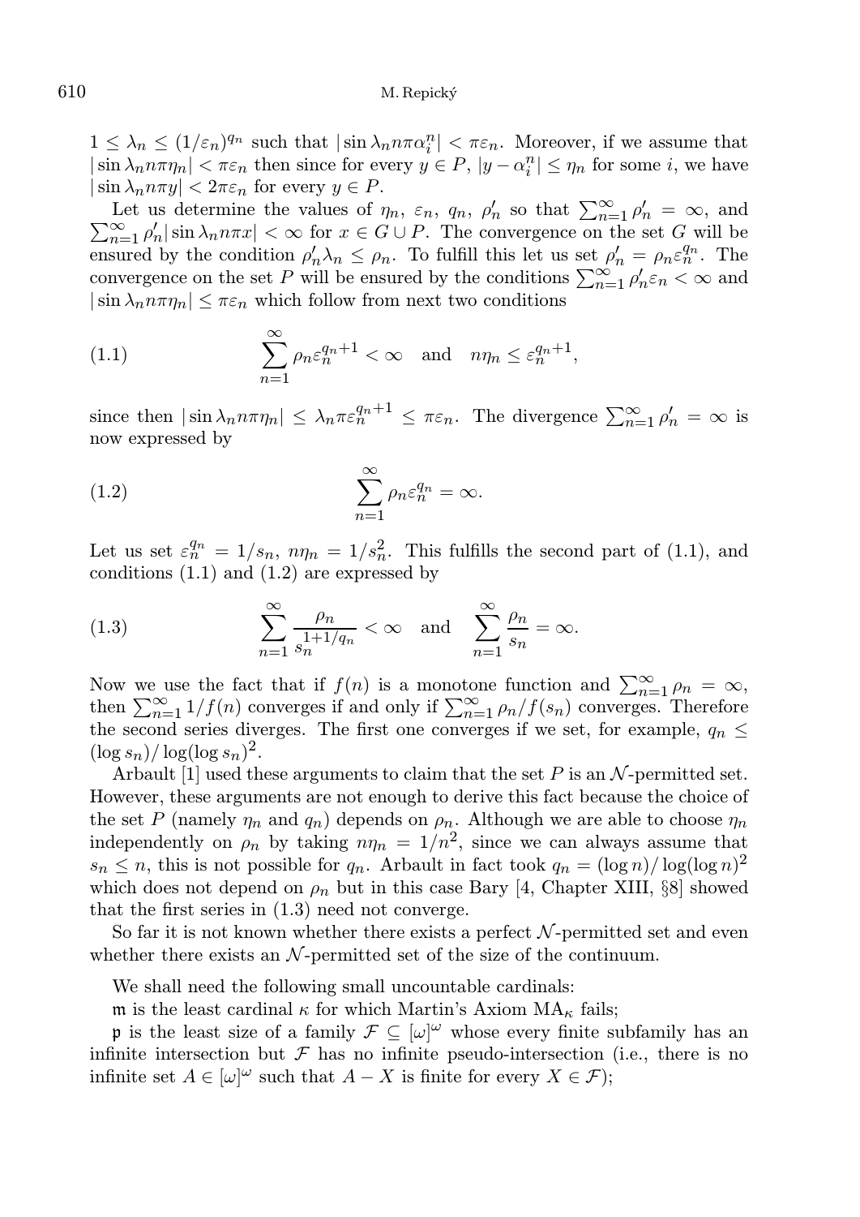$1 \leq \lambda_n \leq (1/\varepsilon_n)^{q_n}$ such that $|\sin \lambda_n n\pi \alpha_i^n| < \pi\varepsilon_n$. Moreover, if we assume that $|\sin \lambda_n n\pi\eta_n| < \pi\varepsilon_n$ then since for every $y \in P$, $|y - \alpha_i^n| \leq \eta_n$ for some $i$, we have $|\sin \lambda_n n\pi y| < 2\pi\varepsilon_n$ for every $y \in P$.

Let us determine the values of $\eta_n$, $\varepsilon_n$, $q_n$, $\rho_n'$ so that $\sum_{n=1}^{\infty} \rho_n' = \infty$, and $\sum_{n=1}^{\infty} \rho_n' |\sin \lambda_n n\pi x| < \infty$ for $x \in G \cup P$. The convergence on the set $G$ will be ensured by the condition $\rho_n'\lambda_n \leq \rho_n$. To fulfill this let us set $\rho_n' = \rho_n \varepsilon_n^{q_n}$. The convergence on the set $P$ will be ensured by the conditions $\sum_{n=1}^{\infty} \rho_n'\varepsilon_n < \infty$ and $|\sin \lambda_n n\pi\eta_n| \leq \pi\varepsilon_n$ which follow from next two conditions

$$\sum_{n=1}^{\infty} \rho_n \varepsilon_n^{q_n+1} < \infty \quad \text{and} \quad n\eta_n \leq \varepsilon_n^{q_n+1}, \tag{1.1}$$

since then $|\sin \lambda_n n\pi\eta_n| \leq \lambda_n \pi \varepsilon_n^{q_n+1} \leq \pi\varepsilon_n$. The divergence $\sum_{n=1}^{\infty} \rho_n' = \infty$ is now expressed by

$$\sum_{n=1}^{\infty} \rho_n \varepsilon_n^{q_n} = \infty. \tag{1.2}$$

Let us set $\varepsilon_n^{q_n} = 1/s_n$, $n\eta_n = 1/s_n^2$. This fulfills the second part of (1.1), and conditions (1.1) and (1.2) are expressed by

$$\sum_{n=1}^{\infty} \frac{\rho_n}{s_n^{1+1/q_n}} < \infty \quad \text{and} \quad \sum_{n=1}^{\infty} \frac{\rho_n}{s_n} = \infty. \tag{1.3}$$

Now we use the fact that if $f(n)$ is a monotone function and $\sum_{n=1}^{\infty} \rho_n = \infty$, then $\sum_{n=1}^{\infty} 1/f(n)$ converges if and only if $\sum_{n=1}^{\infty} \rho_n/f(s_n)$ converges. Therefore the second series diverges. The first one converges if we set, for example, $q_n \leq (\log s_n)/\log(\log s_n)^2$.

Arbault [1] used these arguments to claim that the set $P$ is an $\mathcal{N}$-permitted set. However, these arguments are not enough to derive this fact because the choice of the set $P$ (namely $\eta_n$ and $q_n$) depends on $\rho_n$. Although we are able to choose $\eta_n$ independently on $\rho_n$ by taking $n\eta_n = 1/n^2$, since we can always assume that $s_n \leq n$, this is not possible for $q_n$. Arbault in fact took $q_n = (\log n)/\log(\log n)^2$ which does not depend on $\rho_n$ but in this case Bary [4, Chapter XIII, §8] showed that the first series in (1.3) need not converge.

So far it is not known whether there exists a perfect $\mathcal{N}$-permitted set and even whether there exists an $\mathcal{N}$-permitted set of the size of the continuum.

We shall need the following small uncountable cardinals:

$\mathfrak{m}$ is the least cardinal $\kappa$ for which Martin's Axiom $\mathrm{MA}_\kappa$ fails;

$\mathfrak{p}$ is the least size of a family $\mathcal{F} \subseteq [\omega]^\omega$ whose every finite subfamily has an infinite intersection but $\mathcal{F}$ has no infinite pseudo-intersection (i.e., there is no infinite set $A \in [\omega]^\omega$ such that $A - X$ is finite for every $X \in \mathcal{F}$);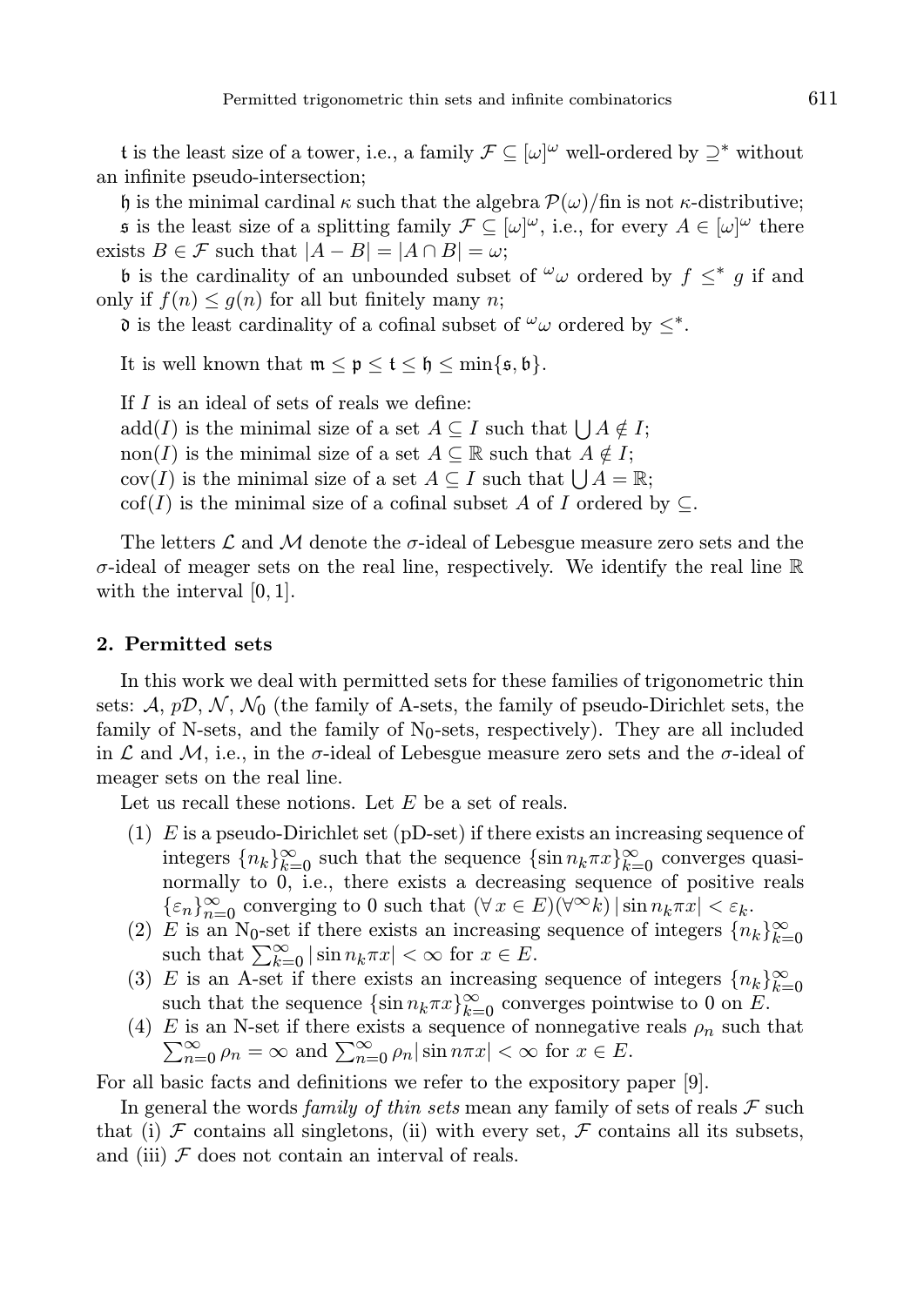$\mathfrak{t}$ is the least size of a tower, i.e., a family $\mathcal{F} \subseteq [\omega]^\omega$ well-ordered by $\supseteq^*$ without an infinite pseudo-intersection;

$\mathfrak{h}$ is the minimal cardinal $\kappa$ such that the algebra $\mathcal{P}(\omega)/\mathrm{fin}$ is not $\kappa$-distributive;

$\mathfrak{s}$ is the least size of a splitting family $\mathcal{F} \subseteq [\omega]^\omega$, i.e., for every $A \in [\omega]^\omega$ there exists $B \in \mathcal{F}$ such that $|A - B| = |A \cap B| = \omega$;

$\mathfrak{b}$ is the cardinality of an unbounded subset of ${}^\omega\omega$ ordered by $f \leq^* g$ if and only if $f(n) \leq g(n)$ for all but finitely many $n$;

$\mathfrak{d}$ is the least cardinality of a cofinal subset of ${}^\omega\omega$ ordered by $\leq^*$.

It is well known that $\mathfrak{m} \leq \mathfrak{p} \leq \mathfrak{t} \leq \mathfrak{h} \leq \min\{\mathfrak{s}, \mathfrak{b}\}$.

If $I$ is an ideal of sets of reals we define:
add$(I)$ is the minimal size of a set $A \subseteq I$ such that $\bigcup A \notin I$;
non$(I)$ is the minimal size of a set $A \subseteq \mathbb{R}$ such that $A \notin I$;
cov$(I)$ is the minimal size of a set $A \subseteq I$ such that $\bigcup A = \mathbb{R}$;
cof$(I)$ is the minimal size of a cofinal subset $A$ of $I$ ordered by $\subseteq$.

The letters $\mathcal{L}$ and $\mathcal{M}$ denote the $\sigma$-ideal of Lebesgue measure zero sets and the $\sigma$-ideal of meager sets on the real line, respectively. We identify the real line $\mathbb{R}$ with the interval $[0, 1]$.

## 2. Permitted sets

In this work we deal with permitted sets for these families of trigonometric thin sets: $\mathcal{A}$, $p\mathcal{D}$, $\mathcal{N}$, $\mathcal{N}_0$ (the family of A-sets, the family of pseudo-Dirichlet sets, the family of N-sets, and the family of $\mathrm{N}_0$-sets, respectively). They are all included in $\mathcal{L}$ and $\mathcal{M}$, i.e., in the $\sigma$-ideal of Lebesgue measure zero sets and the $\sigma$-ideal of meager sets on the real line.

Let us recall these notions. Let $E$ be a set of reals.

1. $E$ is a pseudo-Dirichlet set (pD-set) if there exists an increasing sequence of integers $\{n_k\}_{k=0}^\infty$ such that the sequence $\{\sin n_k \pi x\}_{k=0}^\infty$ converges quasinormally to 0, i.e., there exists a decreasing sequence of positive reals $\{\varepsilon_n\}_{n=0}^\infty$ converging to 0 such that $(\forall\, x \in E)(\forall^\infty k)\, |\sin n_k \pi x| < \varepsilon_k$.
2. $E$ is an $\mathrm{N}_0$-set if there exists an increasing sequence of integers $\{n_k\}_{k=0}^\infty$ such that $\sum_{k=0}^\infty |\sin n_k \pi x| < \infty$ for $x \in E$.
3. $E$ is an A-set if there exists an increasing sequence of integers $\{n_k\}_{k=0}^\infty$ such that the sequence $\{\sin n_k \pi x\}_{k=0}^\infty$ converges pointwise to 0 on $E$.
4. $E$ is an N-set if there exists a sequence of nonnegative reals $\rho_n$ such that $\sum_{n=0}^\infty \rho_n = \infty$ and $\sum_{n=0}^\infty \rho_n |\sin n\pi x| < \infty$ for $x \in E$.

For all basic facts and definitions we refer to the expository paper [9].

In general the words *family of thin sets* mean any family of sets of reals $\mathcal{F}$ such that (i) $\mathcal{F}$ contains all singletons, (ii) with every set, $\mathcal{F}$ contains all its subsets, and (iii) $\mathcal{F}$ does not contain an interval of reals.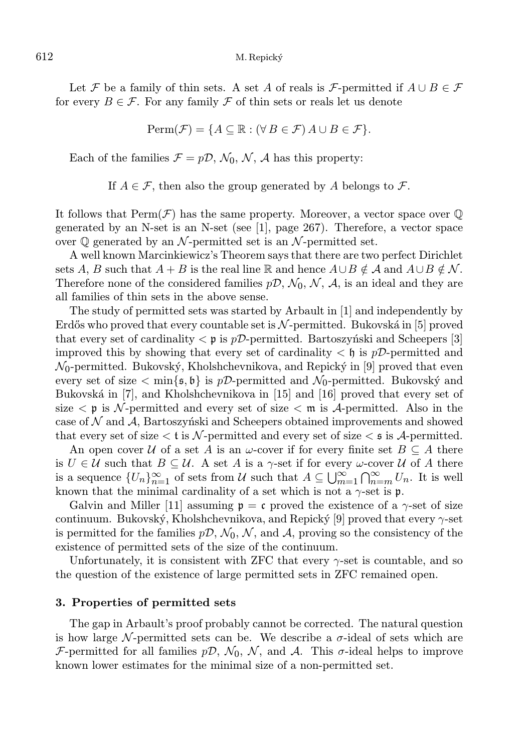Let $\mathcal{F}$ be a family of thin sets. A set $A$ of reals is $\mathcal{F}$-permitted if $A \cup B \in \mathcal{F}$ for every $B \in \mathcal{F}$. For any family $\mathcal{F}$ of thin sets or reals let us denote

$$\mathrm{Perm}(\mathcal{F}) = \{A \subseteq \mathbb{R} : (\forall\, B \in \mathcal{F})\, A \cup B \in \mathcal{F}\}.$$

Each of the families $\mathcal{F} = p\mathcal{D}$, $\mathcal{N}_0$, $\mathcal{N}$, $\mathcal{A}$ has this property:

If $A \in \mathcal{F}$, then also the group generated by $A$ belongs to $\mathcal{F}$.

It follows that $\mathrm{Perm}(\mathcal{F})$ has the same property. Moreover, a vector space over $\mathbb{Q}$ generated by an N-set is an N-set (see [1], page 267). Therefore, a vector space over $\mathbb{Q}$ generated by an $\mathcal{N}$-permitted set is an $\mathcal{N}$-permitted set.

A well known Marcinkiewicz's Theorem says that there are two perfect Dirichlet sets $A$, $B$ such that $A + B$ is the real line $\mathbb{R}$ and hence $A \cup B \notin \mathcal{A}$ and $A \cup B \notin \mathcal{N}$. Therefore none of the considered families $p\mathcal{D}$, $\mathcal{N}_0$, $\mathcal{N}$, $\mathcal{A}$, is an ideal and they are all families of thin sets in the above sense.

The study of permitted sets was started by Arbault in [1] and independently by Erdős who proved that every countable set is $\mathcal{N}$-permitted. Bukovská in [5] proved that every set of cardinality $< \mathfrak{p}$ is $p\mathcal{D}$-permitted. Bartoszyński and Scheepers [3] improved this by showing that every set of cardinality $< \mathfrak{h}$ is $p\mathcal{D}$-permitted and $\mathcal{N}_0$-permitted. Bukovský, Kholshchevnikova, and Repický in [9] proved that even every set of size $< \min\{\mathfrak{s}, \mathfrak{b}\}$ is $p\mathcal{D}$-permitted and $\mathcal{N}_0$-permitted. Bukovský and Bukovská in [7], and Kholshchevnikova in [15] and [16] proved that every set of size $< \mathfrak{p}$ is $\mathcal{N}$-permitted and every set of size $< \mathfrak{m}$ is $\mathcal{A}$-permitted. Also in the case of $\mathcal{N}$ and $\mathcal{A}$, Bartoszyński and Scheepers obtained improvements and showed that every set of size $< \mathfrak{t}$ is $\mathcal{N}$-permitted and every set of size $< \mathfrak{s}$ is $\mathcal{A}$-permitted.

An open cover $\mathcal{U}$ of a set $A$ is an $\omega$-cover if for every finite set $B \subseteq A$ there is $U \in \mathcal{U}$ such that $B \subseteq \mathcal{U}$. A set $A$ is a $\gamma$-set if for every $\omega$-cover $\mathcal{U}$ of $A$ there is a sequence $\{U_n\}_{n=1}^{\infty}$ of sets from $\mathcal{U}$ such that $A \subseteq \bigcup_{m=1}^{\infty} \bigcap_{n=m}^{\infty} U_n$. It is well known that the minimal cardinality of a set which is not a $\gamma$-set is $\mathfrak{p}$.

Galvin and Miller [11] assuming $\mathfrak{p} = \mathfrak{c}$ proved the existence of a $\gamma$-set of size continuum. Bukovský, Kholshchevnikova, and Repický [9] proved that every $\gamma$-set is permitted for the families $p\mathcal{D}$, $\mathcal{N}_0$, $\mathcal{N}$, and $\mathcal{A}$, proving so the consistency of the existence of permitted sets of the size of the continuum.

Unfortunately, it is consistent with ZFC that every $\gamma$-set is countable, and so the question of the existence of large permitted sets in ZFC remained open.

## 3. Properties of permitted sets

The gap in Arbault's proof probably cannot be corrected. The natural question is how large $\mathcal{N}$-permitted sets can be. We describe a $\sigma$-ideal of sets which are $\mathcal{F}$-permitted for all families $p\mathcal{D}$, $\mathcal{N}_0$, $\mathcal{N}$, and $\mathcal{A}$. This $\sigma$-ideal helps to improve known lower estimates for the minimal size of a non-permitted set.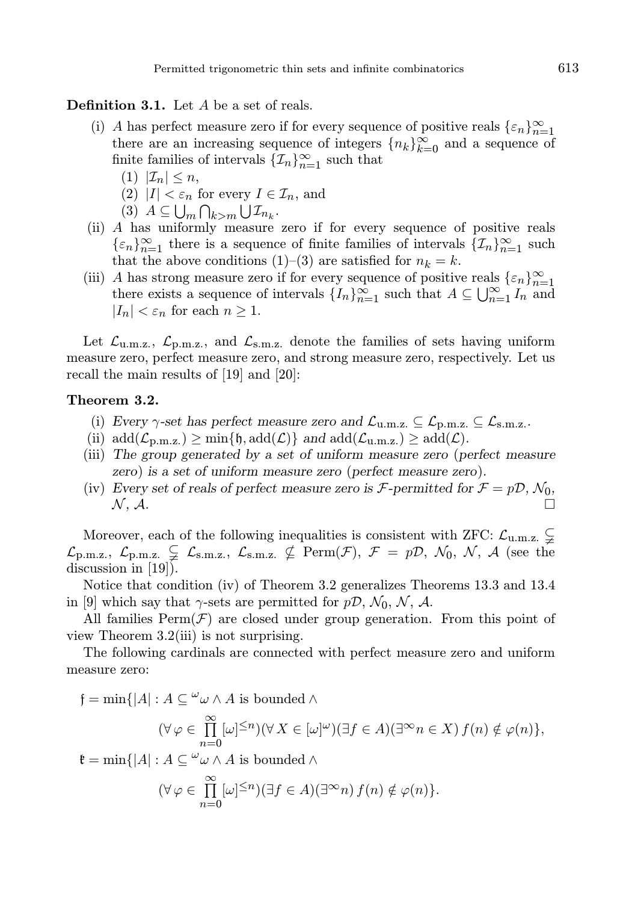**Definition 3.1.** Let $A$ be a set of reals.

- (i) $A$ has perfect measure zero if for every sequence of positive reals $\{\varepsilon_n\}_{n=1}^{\infty}$ there are an increasing sequence of integers $\{n_k\}_{k=0}^{\infty}$ and a sequence of finite families of intervals $\{\mathcal{I}_n\}_{n=1}^{\infty}$ such that
  - (1) $|\mathcal{I}_n| \le n$,
  - (2) $|I| < \varepsilon_n$ for every $I \in \mathcal{I}_n$, and
  - (3) $A \subseteq \bigcup_m \bigcap_{k>m} \bigcup \mathcal{I}_{n_k}$.
- (ii) $A$ has uniformly measure zero if for every sequence of positive reals $\{\varepsilon_n\}_{n=1}^{\infty}$ there is a sequence of finite families of intervals $\{\mathcal{I}_n\}_{n=1}^{\infty}$ such that the above conditions (1)–(3) are satisfied for $n_k = k$.
- (iii) $A$ has strong measure zero if for every sequence of positive reals $\{\varepsilon_n\}_{n=1}^{\infty}$ there exists a sequence of intervals $\{I_n\}_{n=1}^{\infty}$ such that $A \subseteq \bigcup_{n=1}^{\infty} I_n$ and $|I_n| < \varepsilon_n$ for each $n \ge 1$.

Let $\mathcal{L}_{\text{u.m.z.}}$, $\mathcal{L}_{\text{p.m.z.}}$, and $\mathcal{L}_{\text{s.m.z.}}$ denote the families of sets having uniform measure zero, perfect measure zero, and strong measure zero, respectively. Let us recall the main results of [19] and [20]:

**Theorem 3.2.**

- (i) *Every $\gamma$-set has perfect measure zero and $\mathcal{L}_{\text{u.m.z.}} \subseteq \mathcal{L}_{\text{p.m.z.}} \subseteq \mathcal{L}_{\text{s.m.z.}}$.*
- (ii) $\operatorname{add}(\mathcal{L}_{\text{p.m.z.}}) \ge \min\{\mathfrak{h}, \operatorname{add}(\mathcal{L})\}$ *and* $\operatorname{add}(\mathcal{L}_{\text{u.m.z.}}) \ge \operatorname{add}(\mathcal{L})$.
- (iii) *The group generated by a set of uniform measure zero (perfect measure zero) is a set of uniform measure zero (perfect measure zero).*
- (iv) *Every set of reals of perfect measure zero is $\mathcal{F}$-permitted for $\mathcal{F} = p\mathcal{D}$, $\mathcal{N}_0$, $\mathcal{N}$, $\mathcal{A}$.* □

Moreover, each of the following inequalities is consistent with ZFC: $\mathcal{L}_{\text{u.m.z.}} \subsetneqq \mathcal{L}_{\text{p.m.z.}}$, $\mathcal{L}_{\text{p.m.z.}} \subsetneqq \mathcal{L}_{\text{s.m.z.}}$, $\mathcal{L}_{\text{s.m.z.}} \nsubseteq \operatorname{Perm}(\mathcal{F})$, $\mathcal{F} = p\mathcal{D}$, $\mathcal{N}_0$, $\mathcal{N}$, $\mathcal{A}$ (see the discussion in [19]).

Notice that condition (iv) of Theorem 3.2 generalizes Theorems 13.3 and 13.4 in [9] which say that $\gamma$-sets are permitted for $p\mathcal{D}$, $\mathcal{N}_0$, $\mathcal{N}$, $\mathcal{A}$.

All families $\operatorname{Perm}(\mathcal{F})$ are closed under group generation. From this point of view Theorem 3.2(iii) is not surprising.

The following cardinals are connected with perfect measure zero and uniform measure zero:

$$
\begin{aligned}
\mathfrak{f} = \min\{|A| : A \subseteq {}^{\omega}\omega \wedge A \text{ is bounded} \wedge \\
&(\forall \varphi \in \prod_{n=0}^{\infty} [\omega]^{\le n})(\forall X \in [\omega]^{\omega})(\exists f \in A)(\exists^{\infty} n \in X)\, f(n) \notin \varphi(n)\},\\
\mathfrak{k} = \min\{|A| : A \subseteq {}^{\omega}\omega \wedge A \text{ is bounded} \wedge \\
&(\forall \varphi \in \prod_{n=0}^{\infty} [\omega]^{\le n})(\exists f \in A)(\exists^{\infty} n)\, f(n) \notin \varphi(n)\}.
\end{aligned}
$$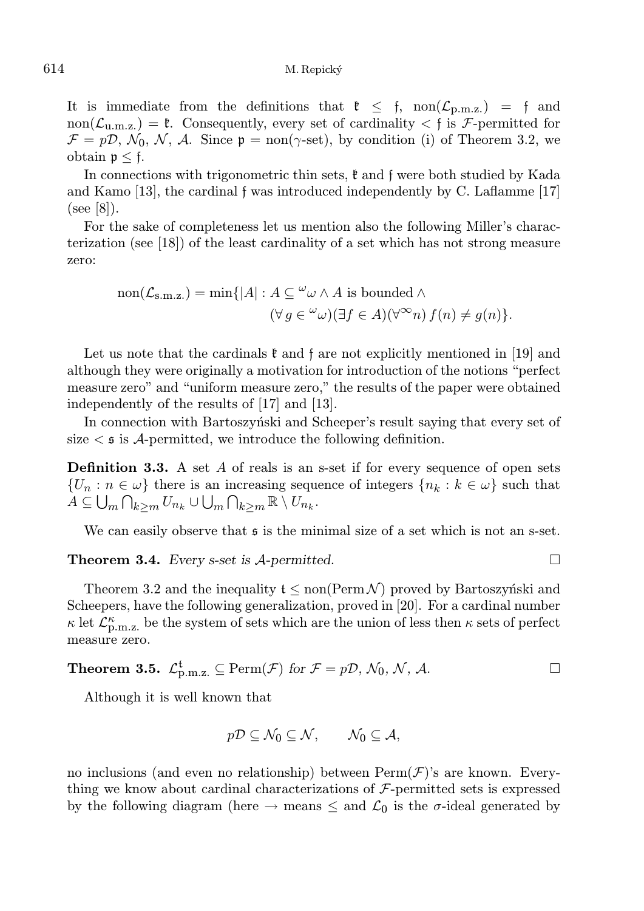It is immediate from the definitions that $\mathfrak{k} \leq \mathfrak{f}$, $\mathrm{non}(\mathcal{L}_{\mathrm{p.m.z.}}) = \mathfrak{f}$ and $\mathrm{non}(\mathcal{L}_{\mathrm{u.m.z.}}) = \mathfrak{k}$. Consequently, every set of cardinality $< \mathfrak{f}$ is $\mathcal{F}$-permitted for $\mathcal{F} = p\mathcal{D}$, $\mathcal{N}_0$, $\mathcal{N}$, $\mathcal{A}$. Since $\mathfrak{p} = \mathrm{non}(\gamma\text{-set})$, by condition (i) of Theorem 3.2, we obtain $\mathfrak{p} \leq \mathfrak{f}$.

In connections with trigonometric thin sets, $\mathfrak{k}$ and $\mathfrak{f}$ were both studied by Kada and Kamo [13], the cardinal $\mathfrak{f}$ was introduced independently by C. Laflamme [17] (see [8]).

For the sake of completeness let us mention also the following Miller's characterization (see [18]) of the least cardinality of a set which has not strong measure zero:

$$\mathrm{non}(\mathcal{L}_{\mathrm{s.m.z.}}) = \min\{|A| : A \subseteq {}^{\omega}\omega \wedge A \text{ is bounded} \wedge (\forall\, g \in {}^{\omega}\omega)(\exists f \in A)(\forall^{\infty} n)\, f(n) \neq g(n)\}.$$

Let us note that the cardinals $\mathfrak{k}$ and $\mathfrak{f}$ are not explicitly mentioned in [19] and although they were originally a motivation for introduction of the notions "perfect measure zero" and "uniform measure zero," the results of the paper were obtained independently of the results of [17] and [13].

In connection with Bartoszyński and Scheeper's result saying that every set of size $< \mathfrak{s}$ is $\mathcal{A}$-permitted, we introduce the following definition.

**Definition 3.3.** A set $A$ of reals is an s-set if for every sequence of open sets $\{U_n : n \in \omega\}$ there is an increasing sequence of integers $\{n_k : k \in \omega\}$ such that $A \subseteq \bigcup_m \bigcap_{k \geq m} U_{n_k} \cup \bigcup_m \bigcap_{k \geq m} \mathbb{R} \setminus U_{n_k}$.

We can easily observe that $\mathfrak{s}$ is the minimal size of a set which is not an s-set.

**Theorem 3.4.** *Every s-set is $\mathcal{A}$-permitted.* □

Theorem 3.2 and the inequality $\mathfrak{t} \leq \mathrm{non}(\mathrm{Perm}\,\mathcal{N})$ proved by Bartoszyński and Scheepers, have the following generalization, proved in [20]. For a cardinal number $\kappa$ let $\mathcal{L}^{\kappa}_{\mathrm{p.m.z.}}$ be the system of sets which are the union of less then $\kappa$ sets of perfect measure zero.

**Theorem 3.5.** $\mathcal{L}^{\mathfrak{t}}_{\mathrm{p.m.z.}} \subseteq \mathrm{Perm}(\mathcal{F})$ *for* $\mathcal{F} = p\mathcal{D}$, $\mathcal{N}_0$, $\mathcal{N}$, $\mathcal{A}$. □

Although it is well known that

$$p\mathcal{D} \subseteq \mathcal{N}_0 \subseteq \mathcal{N}, \qquad \mathcal{N}_0 \subseteq \mathcal{A},$$

no inclusions (and even no relationship) between $\mathrm{Perm}(\mathcal{F})$'s are known. Everything we know about cardinal characterizations of $\mathcal{F}$-permitted sets is expressed by the following diagram (here $\rightarrow$ means $\leq$ and $\mathcal{L}_0$ is the $\sigma$-ideal generated by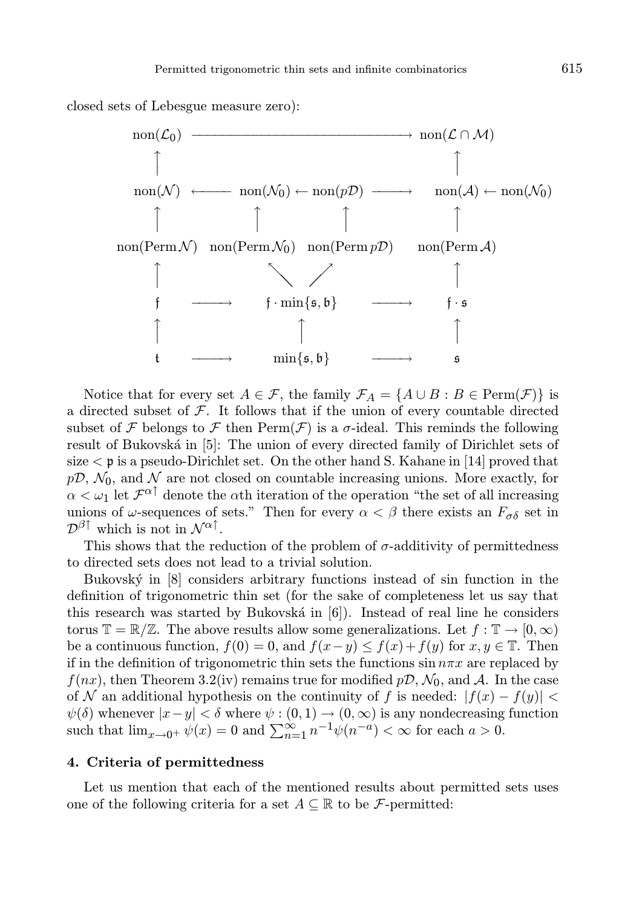closed sets of Lebesgue measure zero):

$$
\begin{array}{ccccccc}
\mathrm{non}(\mathcal{L}_0) & & \longrightarrow & & & & \mathrm{non}(\mathcal{L}\cap\mathcal{M}) \\
\uparrow & & & & & & \uparrow \\
\mathrm{non}(\mathcal{N}) & \longleftarrow & \mathrm{non}(\mathcal{N}_0) & \leftarrow & \mathrm{non}(p\mathcal{D}) & \longrightarrow & \mathrm{non}(\mathcal{A}) \leftarrow \mathrm{non}(\mathcal{N}_0) \\
\uparrow & & \uparrow & & \uparrow & & \uparrow \\
\mathrm{non}(\mathrm{Perm}\,\mathcal{N}) & & \mathrm{non}(\mathrm{Perm}\,\mathcal{N}_0) & & \mathrm{non}(\mathrm{Perm}\,p\mathcal{D}) & & \mathrm{non}(\mathrm{Perm}\,\mathcal{A}) \\
\uparrow & & \nwarrow & & \nearrow & & \uparrow \\
\mathfrak{f} & \longrightarrow & & \mathfrak{f}\cdot\min\{\mathfrak{s},\mathfrak{b}\} & & \longrightarrow & \mathfrak{f}\cdot\mathfrak{s} \\
\uparrow & & & \uparrow & & & \uparrow \\
\mathfrak{t} & \longrightarrow & & \min\{\mathfrak{s},\mathfrak{b}\} & & \longrightarrow & \mathfrak{s}
\end{array}
$$

Notice that for every set $A \in \mathcal{F}$, the family $\mathcal{F}_A = \{A \cup B : B \in \mathrm{Perm}(\mathcal{F})\}$ is a directed subset of $\mathcal{F}$. It follows that if the union of every countable directed subset of $\mathcal{F}$ belongs to $\mathcal{F}$ then $\mathrm{Perm}(\mathcal{F})$ is a $\sigma$-ideal. This reminds the following result of Bukovská in [5]: The union of every directed family of Dirichlet sets of size $< \mathfrak{p}$ is a pseudo-Dirichlet set. On the other hand S. Kahane in [14] proved that $p\mathcal{D}$, $\mathcal{N}_0$, and $\mathcal{N}$ are not closed on countable increasing unions. More exactly, for $\alpha < \omega_1$ let $\mathcal{F}^{\alpha\uparrow}$ denote the $\alpha$th iteration of the operation "the set of all increasing unions of $\omega$-sequences of sets." Then for every $\alpha < \beta$ there exists an $F_{\sigma\delta}$ set in $\mathcal{D}^{\beta\uparrow}$ which is not in $\mathcal{N}^{\alpha\uparrow}$.

This shows that the reduction of the problem of $\sigma$-additivity of permittedness to directed sets does not lead to a trivial solution.

Bukovský in [8] considers arbitrary functions instead of sin function in the definition of trigonometric thin set (for the sake of completeness let us say that this research was started by Bukovská in [6]). Instead of real line he considers torus $\mathbb{T} = \mathbb{R}/\mathbb{Z}$. The above results allow some generalizations. Let $f : \mathbb{T} \to [0, \infty)$ be a continuous function, $f(0) = 0$, and $f(x-y) \le f(x) + f(y)$ for $x, y \in \mathbb{T}$. Then if in the definition of trigonometric thin sets the functions $\sin n\pi x$ are replaced by $f(nx)$, then Theorem 3.2(iv) remains true for modified $p\mathcal{D}$, $\mathcal{N}_0$, and $\mathcal{A}$. In the case of $\mathcal{N}$ an additional hypothesis on the continuity of $f$ is needed: $|f(x) - f(y)| < \psi(\delta)$ whenever $|x - y| < \delta$ where $\psi : (0, 1) \to (0, \infty)$ is any nondecreasing function such that $\lim_{x\to 0^+} \psi(x) = 0$ and $\sum_{n=1}^{\infty} n^{-1}\psi(n^{-a}) < \infty$ for each $a > 0$.

## 4. Criteria of permittedness

Let us mention that each of the mentioned results about permitted sets uses one of the following criteria for a set $A \subseteq \mathbb{R}$ to be $\mathcal{F}$-permitted: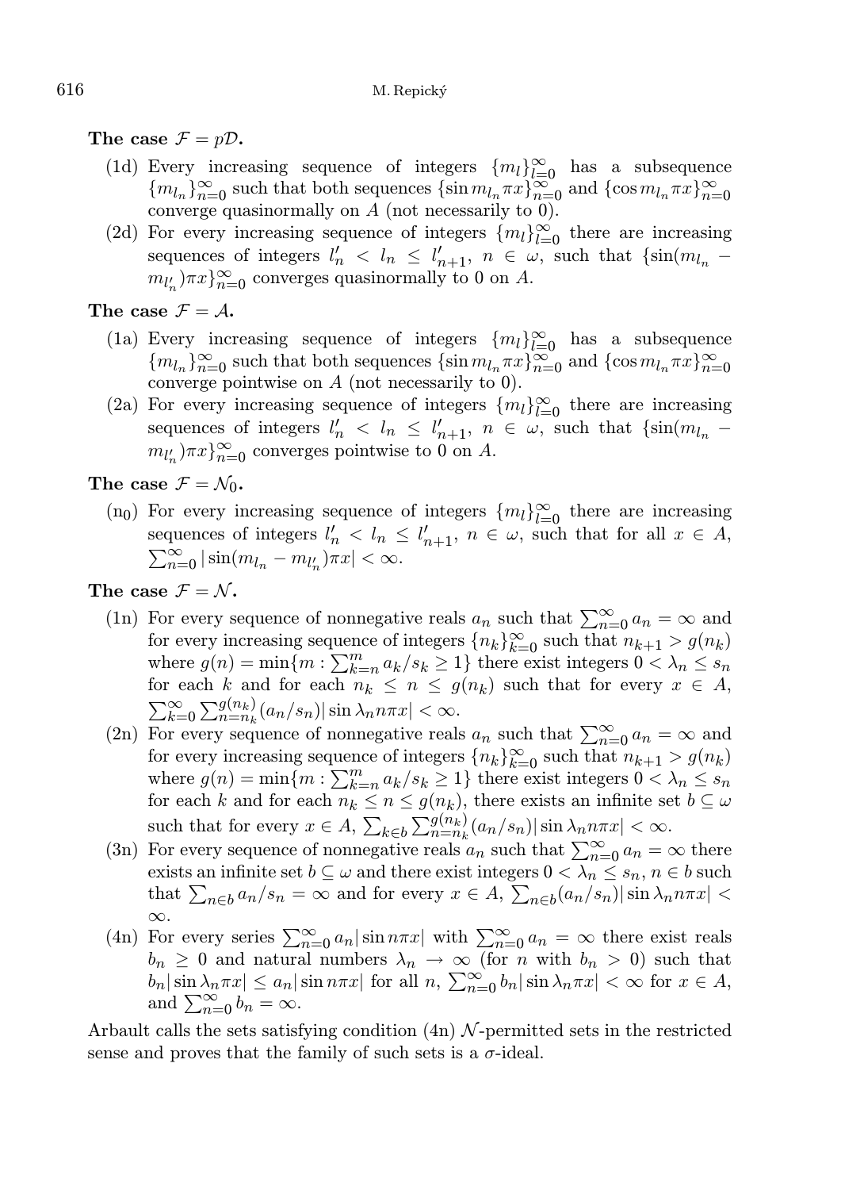**The case $\mathcal{F} = p\mathcal{D}$.**

(1d) Every increasing sequence of integers $\{m_l\}_{l=0}^\infty$ has a subsequence $\{m_{l_n}\}_{n=0}^\infty$ such that both sequences $\{\sin m_{l_n}\pi x\}_{n=0}^\infty$ and $\{\cos m_{l_n}\pi x\}_{n=0}^\infty$ converge quasinormally on $A$ (not necessarily to 0).

(2d) For every increasing sequence of integers $\{m_l\}_{l=0}^\infty$ there are increasing sequences of integers $l'_n < l_n \le l'_{n+1}$, $n \in \omega$, such that $\{\sin(m_{l_n} - m_{l'_n})\pi x\}_{n=0}^\infty$ converges quasinormally to 0 on $A$.

**The case $\mathcal{F} = \mathcal{A}$.**

(1a) Every increasing sequence of integers $\{m_l\}_{l=0}^\infty$ has a subsequence $\{m_{l_n}\}_{n=0}^\infty$ such that both sequences $\{\sin m_{l_n}\pi x\}_{n=0}^\infty$ and $\{\cos m_{l_n}\pi x\}_{n=0}^\infty$ converge pointwise on $A$ (not necessarily to 0).

(2a) For every increasing sequence of integers $\{m_l\}_{l=0}^\infty$ there are increasing sequences of integers $l'_n < l_n \le l'_{n+1}$, $n \in \omega$, such that $\{\sin(m_{l_n} - m_{l'_n})\pi x\}_{n=0}^\infty$ converges pointwise to 0 on $A$.

**The case $\mathcal{F} = \mathcal{N}_0$.**

($\mathrm{n}_0$) For every increasing sequence of integers $\{m_l\}_{l=0}^\infty$ there are increasing sequences of integers $l'_n < l_n \le l'_{n+1}$, $n \in \omega$, such that for all $x \in A$, $\sum_{n=0}^\infty |\sin(m_{l_n} - m_{l'_n})\pi x| < \infty$.

**The case $\mathcal{F} = \mathcal{N}$.**

(1n) For every sequence of nonnegative reals $a_n$ such that $\sum_{n=0}^\infty a_n = \infty$ and for every increasing sequence of integers $\{n_k\}_{k=0}^\infty$ such that $n_{k+1} > g(n_k)$ where $g(n) = \min\{m : \sum_{k=n}^m a_k/s_k \ge 1\}$ there exist integers $0 < \lambda_n \le s_n$ for each $k$ and for each $n_k \le n \le g(n_k)$ such that for every $x \in A$, $\sum_{k=0}^\infty \sum_{n=n_k}^{g(n_k)} (a_n/s_n)|\sin \lambda_n n\pi x| < \infty$.

(2n) For every sequence of nonnegative reals $a_n$ such that $\sum_{n=0}^\infty a_n = \infty$ and for every increasing sequence of integers $\{n_k\}_{k=0}^\infty$ such that $n_{k+1} > g(n_k)$ where $g(n) = \min\{m : \sum_{k=n}^m a_k/s_k \ge 1\}$ there exist integers $0 < \lambda_n \le s_n$ for each $k$ and for each $n_k \le n \le g(n_k)$, there exists an infinite set $b \subseteq \omega$ such that for every $x \in A$, $\sum_{k\in b} \sum_{n=n_k}^{g(n_k)} (a_n/s_n)|\sin \lambda_n n\pi x| < \infty$.

(3n) For every sequence of nonnegative reals $a_n$ such that $\sum_{n=0}^\infty a_n = \infty$ there exists an infinite set $b \subseteq \omega$ and there exist integers $0 < \lambda_n \le s_n$, $n \in b$ such that $\sum_{n\in b} a_n/s_n = \infty$ and for every $x \in A$, $\sum_{n\in b}(a_n/s_n)|\sin \lambda_n n\pi x| < \infty$.

(4n) For every series $\sum_{n=0}^\infty a_n|\sin n\pi x|$ with $\sum_{n=0}^\infty a_n = \infty$ there exist reals $b_n \ge 0$ and natural numbers $\lambda_n \to \infty$ (for $n$ with $b_n > 0$) such that $b_n|\sin \lambda_n\pi x| \le a_n|\sin n\pi x|$ for all $n$, $\sum_{n=0}^\infty b_n|\sin \lambda_n\pi x| < \infty$ for $x \in A$, and $\sum_{n=0}^\infty b_n = \infty$.

Arbault calls the sets satisfying condition (4n) $\mathcal{N}$-permitted sets in the restricted sense and proves that the family of such sets is a $\sigma$-ideal.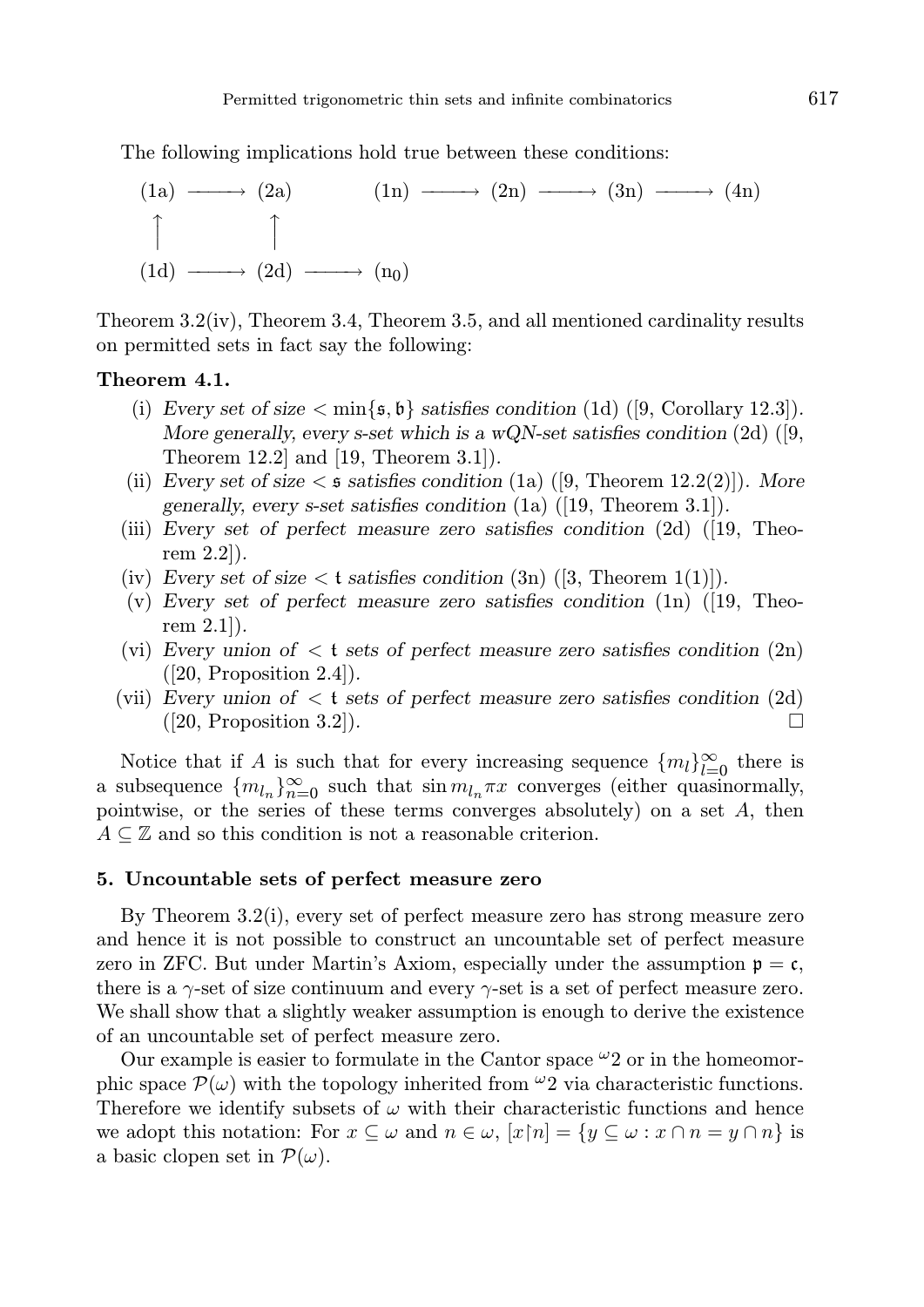The following implications hold true between these conditions:

$$
\begin{array}{ccccccc}
(1a) & \longrightarrow & (2a) & & (1n) \longrightarrow (2n) \longrightarrow (3n) \longrightarrow (4n) \\
\uparrow & & \uparrow & & \\
(1d) & \longrightarrow & (2d) & \longrightarrow & (n_0)
\end{array}
$$

Theorem 3.2(iv), Theorem 3.4, Theorem 3.5, and all mentioned cardinality results on permitted sets in fact say the following:

**Theorem 4.1.**

- (i) *Every set of size* $< \min\{\mathfrak{s}, \mathfrak{b}\}$ *satisfies condition* (1d) ([9, Corollary 12.3]). *More generally, every s-set which is a wQN-set satisfies condition* (2d) ([9, Theorem 12.2] and [19, Theorem 3.1]).
- (ii) *Every set of size* $< \mathfrak{s}$ *satisfies condition* (1a) ([9, Theorem 12.2(2)]). *More generally, every s-set satisfies condition* (1a) ([19, Theorem 3.1]).
- (iii) *Every set of perfect measure zero satisfies condition* (2d) ([19, Theorem 2.2]).
- (iv) *Every set of size* $< \mathfrak{t}$ *satisfies condition* (3n) ([3, Theorem 1(1)]).
- (v) *Every set of perfect measure zero satisfies condition* (1n) ([19, Theorem 2.1]).
- (vi) *Every union of* $< \mathfrak{t}$ *sets of perfect measure zero satisfies condition* (2n) ([20, Proposition 2.4]).
- (vii) *Every union of* $< \mathfrak{t}$ *sets of perfect measure zero satisfies condition* (2d) ([20, Proposition 3.2]). □

Notice that if $A$ is such that for every increasing sequence $\{m_l\}_{l=0}^{\infty}$ there is a subsequence $\{m_{l_n}\}_{n=0}^{\infty}$ such that $\sin m_{l_n}\pi x$ converges (either quasinormally, pointwise, or the series of these terms converges absolutely) on a set $A$, then $A \subseteq \mathbb{Z}$ and so this condition is not a reasonable criterion.

## 5. Uncountable sets of perfect measure zero

By Theorem 3.2(i), every set of perfect measure zero has strong measure zero and hence it is not possible to construct an uncountable set of perfect measure zero in ZFC. But under Martin's Axiom, especially under the assumption $\mathfrak{p} = \mathfrak{c}$, there is a $\gamma$-set of size continuum and every $\gamma$-set is a set of perfect measure zero. We shall show that a slightly weaker assumption is enough to derive the existence of an uncountable set of perfect measure zero.

Our example is easier to formulate in the Cantor space ${}^{\omega}2$ or in the homeomorphic space $\mathcal{P}(\omega)$ with the topology inherited from ${}^{\omega}2$ via characteristic functions. Therefore we identify subsets of $\omega$ with their characteristic functions and hence we adopt this notation: For $x \subseteq \omega$ and $n \in \omega$, $[x{\restriction}n] = \{y \subseteq \omega : x \cap n = y \cap n\}$ is a basic clopen set in $\mathcal{P}(\omega)$.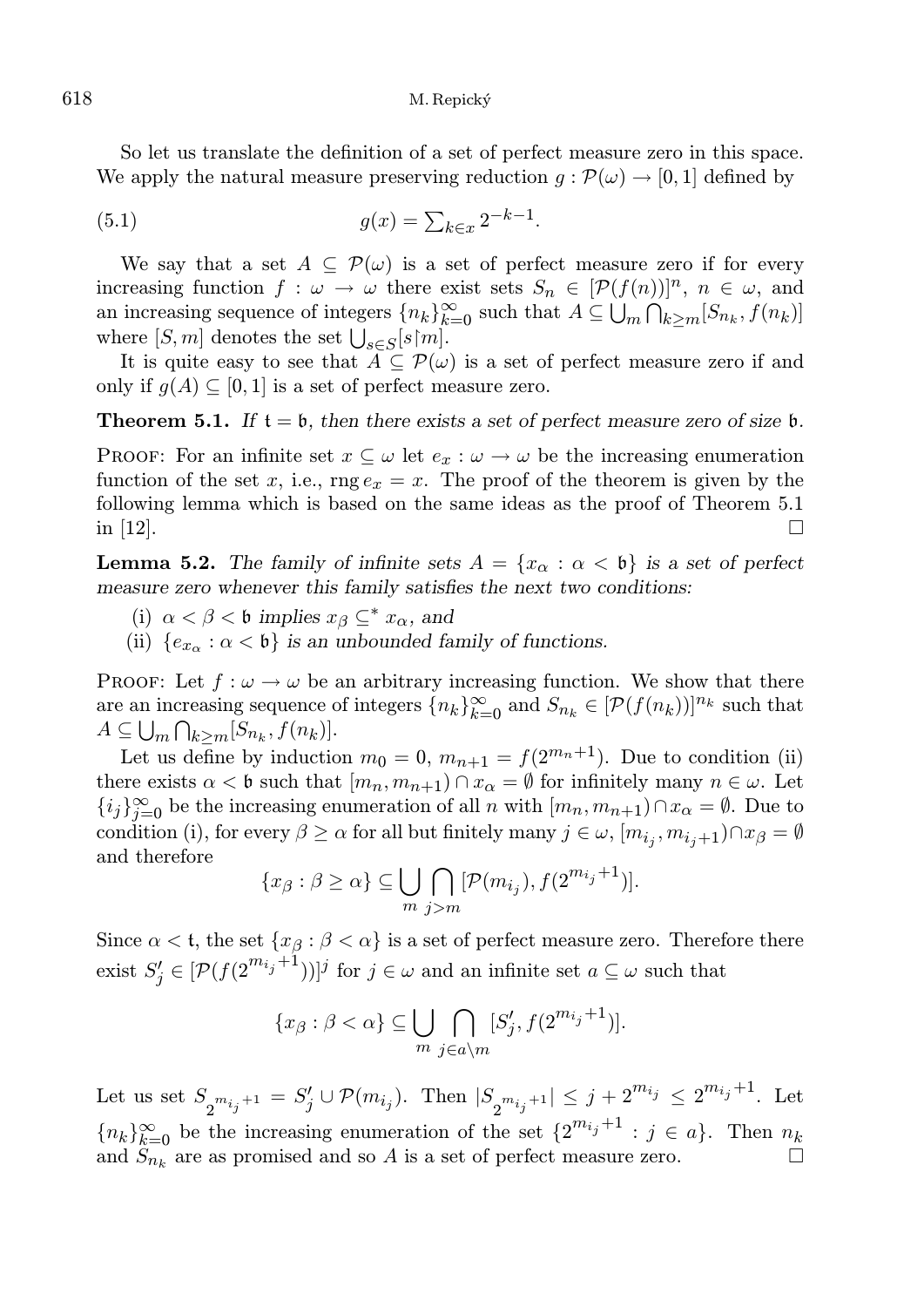So let us translate the definition of a set of perfect measure zero in this space. We apply the natural measure preserving reduction $g : \mathcal{P}(\omega) \to [0,1]$ defined by

$$g(x) = \sum_{k \in x} 2^{-k-1}. \tag{5.1}$$

We say that a set $A \subseteq \mathcal{P}(\omega)$ is a set of perfect measure zero if for every increasing function $f : \omega \to \omega$ there exist sets $S_n \in [\mathcal{P}(f(n))]^n$, $n \in \omega$, and an increasing sequence of integers $\{n_k\}_{k=0}^{\infty}$ such that $A \subseteq \bigcup_m \bigcap_{k \geq m} [S_{n_k}, f(n_k)]$ where $[S, m]$ denotes the set $\bigcup_{s \in S} [s \restriction m]$.

It is quite easy to see that $A \subseteq \mathcal{P}(\omega)$ is a set of perfect measure zero if and only if $g(A) \subseteq [0,1]$ is a set of perfect measure zero.

**Theorem 5.1.** *If $\mathfrak{t} = \mathfrak{b}$, then there exists a set of perfect measure zero of size $\mathfrak{b}$.*

Proof: For an infinite set $x \subseteq \omega$ let $e_x : \omega \to \omega$ be the increasing enumeration function of the set $x$, i.e., $\operatorname{rng} e_x = x$. The proof of the theorem is given by the following lemma which is based on the same ideas as the proof of Theorem 5.1 in [12]. □

**Lemma 5.2.** *The family of infinite sets $A = \{x_\alpha : \alpha < \mathfrak{b}\}$ is a set of perfect measure zero whenever this family satisfies the next two conditions:*

(i) *$\alpha < \beta < \mathfrak{b}$ implies $x_\beta \subseteq^* x_\alpha$, and*

(ii) *$\{e_{x_\alpha} : \alpha < \mathfrak{b}\}$ is an unbounded family of functions.*

Proof: Let $f : \omega \to \omega$ be an arbitrary increasing function. We show that there are an increasing sequence of integers $\{n_k\}_{k=0}^{\infty}$ and $S_{n_k} \in [\mathcal{P}(f(n_k))]^{n_k}$ such that $A \subseteq \bigcup_m \bigcap_{k \geq m} [S_{n_k}, f(n_k)]$.

Let us define by induction $m_0 = 0$, $m_{n+1} = f(2^{m_n + 1})$. Due to condition (ii) there exists $\alpha < \mathfrak{b}$ such that $[m_n, m_{n+1}) \cap x_\alpha = \emptyset$ for infinitely many $n \in \omega$. Let $\{i_j\}_{j=0}^{\infty}$ be the increasing enumeration of all $n$ with $[m_n, m_{n+1}) \cap x_\alpha = \emptyset$. Due to condition (i), for every $\beta \geq \alpha$ for all but finitely many $j \in \omega$, $[m_{i_j}, m_{i_j+1}) \cap x_\beta = \emptyset$ and therefore

$$\{x_\beta : \beta \geq \alpha\} \subseteq \bigcup_m \bigcap_{j > m} [\mathcal{P}(m_{i_j}), f(2^{m_{i_j}+1})].$$

Since $\alpha < \mathfrak{t}$, the set $\{x_\beta : \beta < \alpha\}$ is a set of perfect measure zero. Therefore there exist $S'_j \in [\mathcal{P}(f(2^{m_{i_j}+1}))]^j$ for $j \in \omega$ and an infinite set $a \subseteq \omega$ such that

$$\{x_\beta : \beta < \alpha\} \subseteq \bigcup_m \bigcap_{j \in a \setminus m} [S'_j, f(2^{m_{i_j}+1})].$$

Let us set $S_{2^{m_{i_j}+1}} = S'_j \cup \mathcal{P}(m_{i_j})$. Then $|S_{2^{m_{i_j}+1}}| \leq j + 2^{m_{i_j}} \leq 2^{m_{i_j}+1}$. Let $\{n_k\}_{k=0}^{\infty}$ be the increasing enumeration of the set $\{2^{m_{i_j}+1} : j \in a\}$. Then $n_k$ and $S_{n_k}$ are as promised and so $A$ is a set of perfect measure zero. □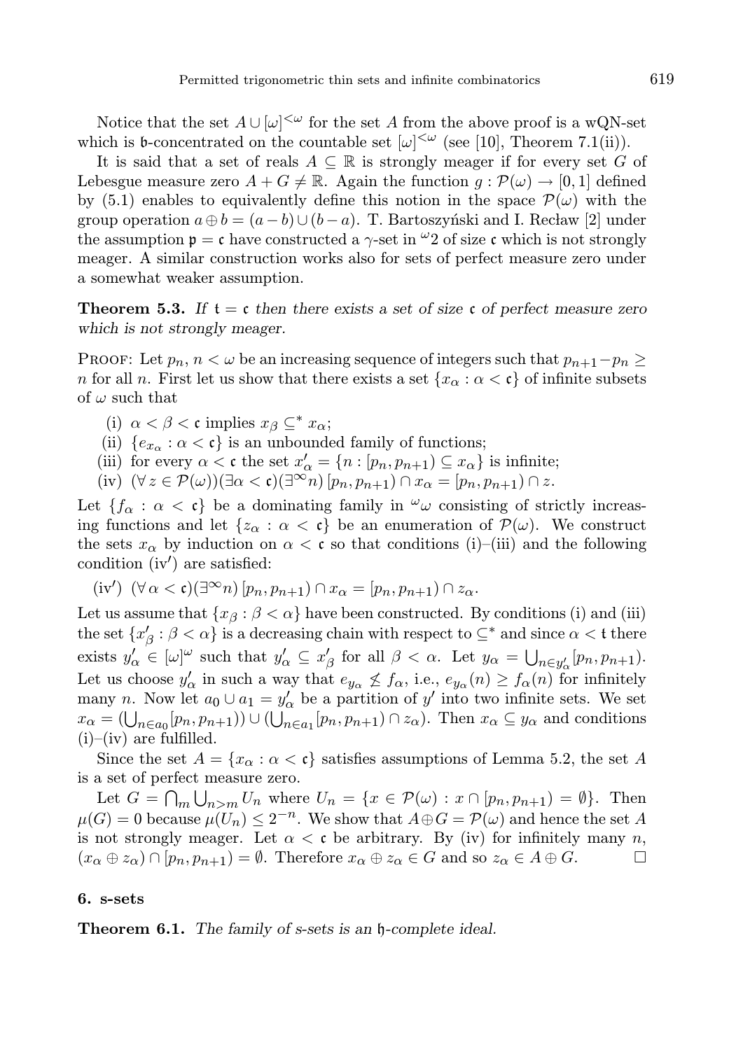Notice that the set $A \cup [\omega]^{<\omega}$ for the set $A$ from the above proof is a wQN-set which is $\mathfrak{b}$-concentrated on the countable set $[\omega]^{<\omega}$ (see [10], Theorem 7.1(ii)).

It is said that a set of reals $A \subseteq \mathbb{R}$ is strongly meager if for every set $G$ of Lebesgue measure zero $A + G \neq \mathbb{R}$. Again the function $g : \mathcal{P}(\omega) \to [0,1]$ defined by (5.1) enables to equivalently define this notion in the space $\mathcal{P}(\omega)$ with the group operation $a \oplus b = (a - b) \cup (b - a)$. T. Bartoszyński and I. Recław [2] under the assumption $\mathfrak{p} = \mathfrak{c}$ have constructed a $\gamma$-set in ${}^{\omega}2$ of size $\mathfrak{c}$ which is not strongly meager. A similar construction works also for sets of perfect measure zero under a somewhat weaker assumption.

**Theorem 5.3.** *If $\mathfrak{t} = \mathfrak{c}$ then there exists a set of size $\mathfrak{c}$ of perfect measure zero which is not strongly meager.*

Proof: Let $p_n$, $n < \omega$ be an increasing sequence of integers such that $p_{n+1} - p_n \geq n$ for all $n$. First let us show that there exists a set $\{x_\alpha : \alpha < \mathfrak{c}\}$ of infinite subsets of $\omega$ such that

(i) $\alpha < \beta < \mathfrak{c}$ implies $x_\beta \subseteq^* x_\alpha$;

(ii) $\{e_{x_\alpha} : \alpha < \mathfrak{c}\}$ is an unbounded family of functions;

(iii) for every $\alpha < \mathfrak{c}$ the set $x'_\alpha = \{n : [p_n, p_{n+1}) \subseteq x_\alpha\}$ is infinite;

(iv) $(\forall\, z \in \mathcal{P}(\omega))(\exists \alpha < \mathfrak{c})(\exists^\infty n)\, [p_n, p_{n+1}) \cap x_\alpha = [p_n, p_{n+1}) \cap z$.

Let $\{f_\alpha : \alpha < \mathfrak{c}\}$ be a dominating family in ${}^{\omega}\omega$ consisting of strictly increasing functions and let $\{z_\alpha : \alpha < \mathfrak{c}\}$ be an enumeration of $\mathcal{P}(\omega)$. We construct the sets $x_\alpha$ by induction on $\alpha < \mathfrak{c}$ so that conditions (i)–(iii) and the following condition (iv$'$) are satisfied:

(iv$'$) $(\forall\, \alpha < \mathfrak{c})(\exists^\infty n)\, [p_n, p_{n+1}) \cap x_\alpha = [p_n, p_{n+1}) \cap z_\alpha$.

Let us assume that $\{x_\beta : \beta < \alpha\}$ have been constructed. By conditions (i) and (iii) the set $\{x'_\beta : \beta < \alpha\}$ is a decreasing chain with respect to $\subseteq^*$ and since $\alpha < \mathfrak{t}$ there exists $y'_\alpha \in [\omega]^\omega$ such that $y'_\alpha \subseteq x'_\beta$ for all $\beta < \alpha$. Let $y_\alpha = \bigcup_{n \in y'_\alpha} [p_n, p_{n+1})$. Let us choose $y'_\alpha$ in such a way that $e_{y_\alpha} \not\leq f_\alpha$, i.e., $e_{y_\alpha}(n) \geq f_\alpha(n)$ for infinitely many $n$. Now let $a_0 \cup a_1 = y'_\alpha$ be a partition of $y'$ into two infinite sets. We set $x_\alpha = (\bigcup_{n \in a_0} [p_n, p_{n+1})) \cup (\bigcup_{n \in a_1} [p_n, p_{n+1}) \cap z_\alpha)$. Then $x_\alpha \subseteq y_\alpha$ and conditions (i)–(iv) are fulfilled.

Since the set $A = \{x_\alpha : \alpha < \mathfrak{c}\}$ satisfies assumptions of Lemma 5.2, the set $A$ is a set of perfect measure zero.

Let $G = \bigcap_m \bigcup_{n > m} U_n$ where $U_n = \{x \in \mathcal{P}(\omega) : x \cap [p_n, p_{n+1}) = \emptyset\}$. Then $\mu(G) = 0$ because $\mu(U_n) \leq 2^{-n}$. We show that $A \oplus G = \mathcal{P}(\omega)$ and hence the set $A$ is not strongly meager. Let $\alpha < \mathfrak{c}$ be arbitrary. By (iv) for infinitely many $n$, $(x_\alpha \oplus z_\alpha) \cap [p_n, p_{n+1}) = \emptyset$. Therefore $x_\alpha \oplus z_\alpha \in G$ and so $z_\alpha \in A \oplus G$. $\square$

## 6. s-sets

**Theorem 6.1.** *The family of s-sets is an $\mathfrak{h}$-complete ideal.*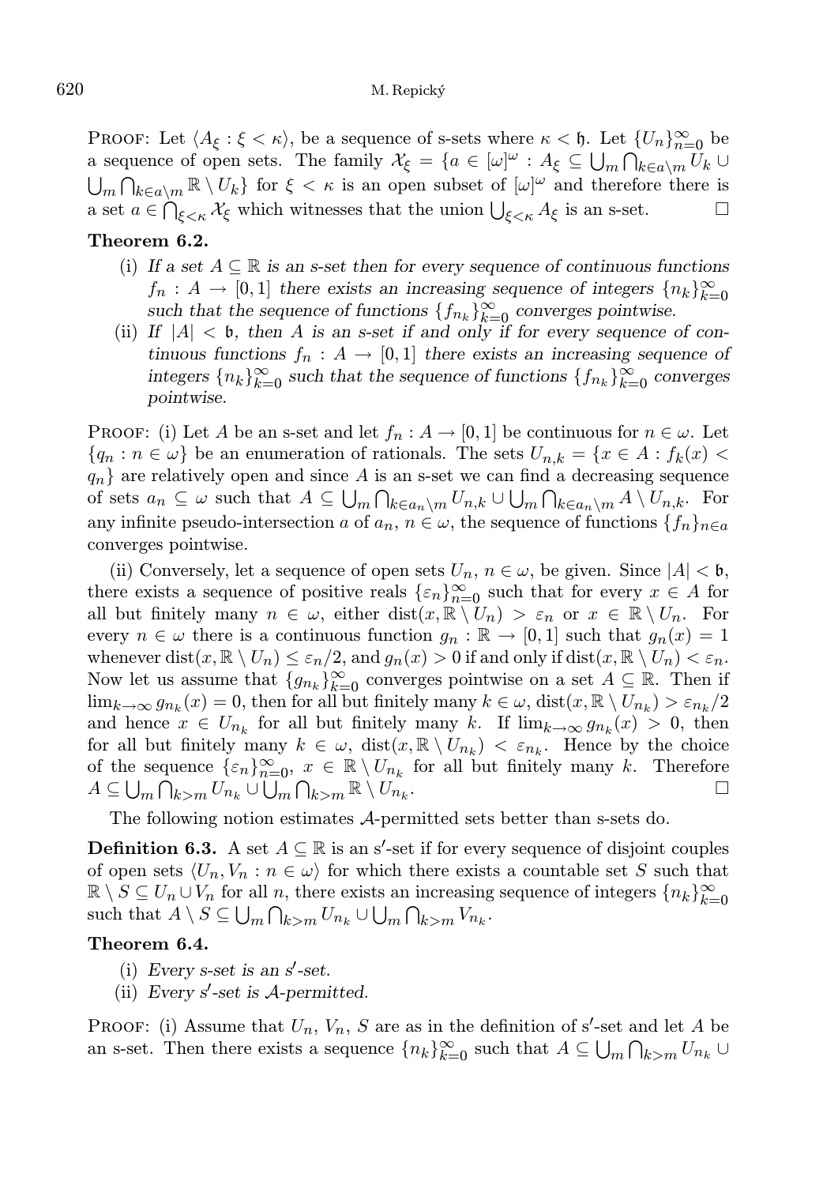PROOF: Let $\langle A_\xi : \xi < \kappa\rangle$, be a sequence of s-sets where $\kappa < \mathfrak{h}$. Let $\{U_n\}_{n=0}^\infty$ be a sequence of open sets. The family $\mathcal{X}_\xi = \{a \in [\omega]^\omega : A_\xi \subseteq \bigcup_m \bigcap_{k\in a\setminus m} U_k \cup \bigcup_m \bigcap_{k\in a\setminus m} \mathbb{R}\setminus U_k\}$ for $\xi < \kappa$ is an open subset of $[\omega]^\omega$ and therefore there is a set $a \in \bigcap_{\xi<\kappa} \mathcal{X}_\xi$ which witnesses that the union $\bigcup_{\xi<\kappa} A_\xi$ is an s-set. □

**Theorem 6.2.**

(i) *If a set $A \subseteq \mathbb{R}$ is an s-set then for every sequence of continuous functions $f_n : A \to [0,1]$ there exists an increasing sequence of integers $\{n_k\}_{k=0}^\infty$ such that the sequence of functions $\{f_{n_k}\}_{k=0}^\infty$ converges pointwise.*

(ii) *If $|A| < \mathfrak{b}$, then $A$ is an s-set if and only if for every sequence of continuous functions $f_n : A \to [0,1]$ there exists an increasing sequence of integers $\{n_k\}_{k=0}^\infty$ such that the sequence of functions $\{f_{n_k}\}_{k=0}^\infty$ converges pointwise.*

PROOF: (i) Let $A$ be an s-set and let $f_n : A \to [0,1]$ be continuous for $n \in \omega$. Let $\{q_n : n \in \omega\}$ be an enumeration of rationals. The sets $U_{n,k} = \{x \in A : f_k(x) < q_n\}$ are relatively open and since $A$ is an s-set we can find a decreasing sequence of sets $a_n \subseteq \omega$ such that $A \subseteq \bigcup_m \bigcap_{k\in a_n\setminus m} U_{n,k} \cup \bigcup_m \bigcap_{k\in a_n\setminus m} A\setminus U_{n,k}$. For any infinite pseudo-intersection $a$ of $a_n$, $n \in \omega$, the sequence of functions $\{f_n\}_{n\in a}$ converges pointwise.

(ii) Conversely, let a sequence of open sets $U_n$, $n \in \omega$, be given. Since $|A| < \mathfrak{b}$, there exists a sequence of positive reals $\{\varepsilon_n\}_{n=0}^\infty$ such that for every $x \in A$ for all but finitely many $n \in \omega$, either $\operatorname{dist}(x, \mathbb{R}\setminus U_n) > \varepsilon_n$ or $x \in \mathbb{R}\setminus U_n$. For every $n \in \omega$ there is a continuous function $g_n : \mathbb{R} \to [0,1]$ such that $g_n(x) = 1$ whenever $\operatorname{dist}(x, \mathbb{R}\setminus U_n) \le \varepsilon_n/2$, and $g_n(x) > 0$ if and only if $\operatorname{dist}(x, \mathbb{R}\setminus U_n) < \varepsilon_n$. Now let us assume that $\{g_{n_k}\}_{k=0}^\infty$ converges pointwise on a set $A \subseteq \mathbb{R}$. Then if $\lim_{k\to\infty} g_{n_k}(x) = 0$, then for all but finitely many $k \in \omega$, $\operatorname{dist}(x, \mathbb{R}\setminus U_{n_k}) > \varepsilon_{n_k}/2$ and hence $x \in U_{n_k}$ for all but finitely many $k$. If $\lim_{k\to\infty} g_{n_k}(x) > 0$, then for all but finitely many $k \in \omega$, $\operatorname{dist}(x, \mathbb{R}\setminus U_{n_k}) < \varepsilon_{n_k}$. Hence by the choice of the sequence $\{\varepsilon_n\}_{n=0}^\infty$, $x \in \mathbb{R}\setminus U_{n_k}$ for all but finitely many $k$. Therefore $A \subseteq \bigcup_m \bigcap_{k>m} U_{n_k} \cup \bigcup_m \bigcap_{k>m} \mathbb{R}\setminus U_{n_k}$. □

The following notion estimates $\mathcal{A}$-permitted sets better than s-sets do.

**Definition 6.3.** A set $A \subseteq \mathbb{R}$ is an s′-set if for every sequence of disjoint couples of open sets $\langle U_n, V_n : n \in \omega\rangle$ for which there exists a countable set $S$ such that $\mathbb{R}\setminus S \subseteq U_n \cup V_n$ for all $n$, there exists an increasing sequence of integers $\{n_k\}_{k=0}^\infty$ such that $A\setminus S \subseteq \bigcup_m \bigcap_{k>m} U_{n_k} \cup \bigcup_m \bigcap_{k>m} V_{n_k}$.

**Theorem 6.4.**

(i) *Every s-set is an s′-set.*

(ii) *Every s′-set is $\mathcal{A}$-permitted.*

PROOF: (i) Assume that $U_n$, $V_n$, $S$ are as in the definition of s′-set and let $A$ be an s-set. Then there exists a sequence $\{n_k\}_{k=0}^\infty$ such that $A \subseteq \bigcup_m \bigcap_{k>m} U_{n_k} \cup$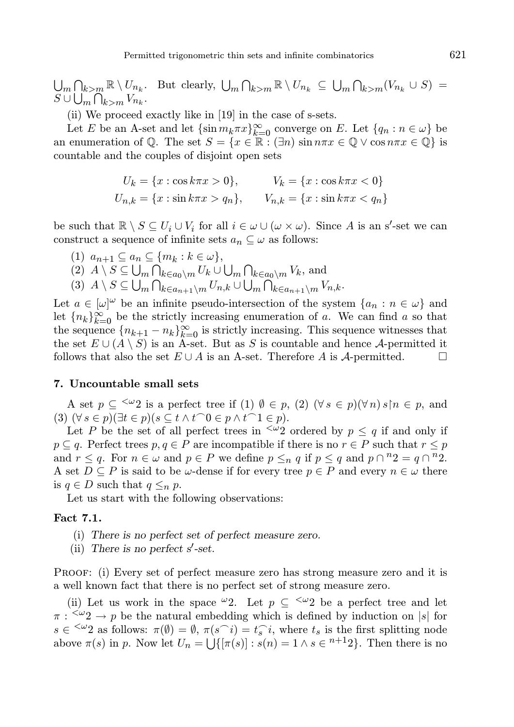$\bigcup_m \bigcap_{k>m} \mathbb{R} \setminus U_{n_k}$. But clearly, $\bigcup_m \bigcap_{k>m} \mathbb{R} \setminus U_{n_k} \subseteq \bigcup_m \bigcap_{k>m} (V_{n_k} \cup S) = S \cup \bigcup_m \bigcap_{k>m} V_{n_k}$.

(ii) We proceed exactly like in [19] in the case of s-sets.

Let $E$ be an A-set and let $\{\sin m_k \pi x\}_{k=0}^{\infty}$ converge on $E$. Let $\{q_n : n \in \omega\}$ be an enumeration of $\mathbb{Q}$. The set $S = \{x \in \mathbb{R} : (\exists n) \sin n\pi x \in \mathbb{Q} \vee \cos n\pi x \in \mathbb{Q}\}$ is countable and the couples of disjoint open sets

$$U_k = \{x : \cos k\pi x > 0\}, \qquad V_k = \{x : \cos k\pi x < 0\}$$
$$U_{n,k} = \{x : \sin k\pi x > q_n\}, \qquad V_{n,k} = \{x : \sin k\pi x < q_n\}$$

be such that $\mathbb{R} \setminus S \subseteq U_i \cup V_i$ for all $i \in \omega \cup (\omega \times \omega)$. Since $A$ is an s$'$-set we can construct a sequence of infinite sets $a_n \subseteq \omega$ as follows:

(1) $a_{n+1} \subseteq a_n \subseteq \{m_k : k \in \omega\}$,
(2) $A \setminus S \subseteq \bigcup_m \bigcap_{k \in a_0 \setminus m} U_k \cup \bigcup_m \bigcap_{k \in a_0 \setminus m} V_k$, and
(3) $A \setminus S \subseteq \bigcup_m \bigcap_{k \in a_{n+1} \setminus m} U_{n,k} \cup \bigcup_m \bigcap_{k \in a_{n+1} \setminus m} V_{n,k}$.

Let $a \in [\omega]^{\omega}$ be an infinite pseudo-intersection of the system $\{a_n : n \in \omega\}$ and let $\{n_k\}_{k=0}^{\infty}$ be the strictly increasing enumeration of $a$. We can find $a$ so that the sequence $\{n_{k+1} - n_k\}_{k=0}^{\infty}$ is strictly increasing. This sequence witnesses that the set $E \cup (A \setminus S)$ is an A-set. But as $S$ is countable and hence $\mathcal{A}$-permitted it follows that also the set $E \cup A$ is an A-set. Therefore $A$ is $\mathcal{A}$-permitted. $\square$

## 7. Uncountable small sets

A set $p \subseteq {}^{<\omega}2$ is a perfect tree if (1) $\emptyset \in p$, (2) $(\forall s \in p)(\forall n)\, s{\restriction}n \in p$, and (3) $(\forall s \in p)(\exists t \in p)(s \subseteq t \wedge t^\frown 0 \in p \wedge t^\frown 1 \in p)$.

Let $P$ be the set of all perfect trees in ${}^{<\omega}2$ ordered by $p \leq q$ if and only if $p \subseteq q$. Perfect trees $p, q \in P$ are incompatible if there is no $r \in P$ such that $r \leq p$ and $r \leq q$. For $n \in \omega$ and $p \in P$ we define $p \leq_n q$ if $p \leq q$ and $p \cap {}^n2 = q \cap {}^n2$. A set $D \subseteq P$ is said to be $\omega$-dense if for every tree $p \in P$ and every $n \in \omega$ there is $q \in D$ such that $q \leq_n p$.

Let us start with the following observations:

**Fact 7.1.**

(i) *There is no perfect set of perfect measure zero.*
(ii) *There is no perfect s$'$-set.*

Proof: (i) Every set of perfect measure zero has strong measure zero and it is a well known fact that there is no perfect set of strong measure zero.

(ii) Let us work in the space ${}^{\omega}2$. Let $p \subseteq {}^{<\omega}2$ be a perfect tree and let $\pi : {}^{<\omega}2 \to p$ be the natural embedding which is defined by induction on $|s|$ for $s \in {}^{<\omega}2$ as follows: $\pi(\emptyset) = \emptyset$, $\pi(s^\frown i) = t_s^\frown i$, where $t_s$ is the first splitting node above $\pi(s)$ in $p$. Now let $U_n = \bigcup\{[\pi(s)] : s(n) = 1 \wedge s \in {}^{n+1}2\}$. Then there is no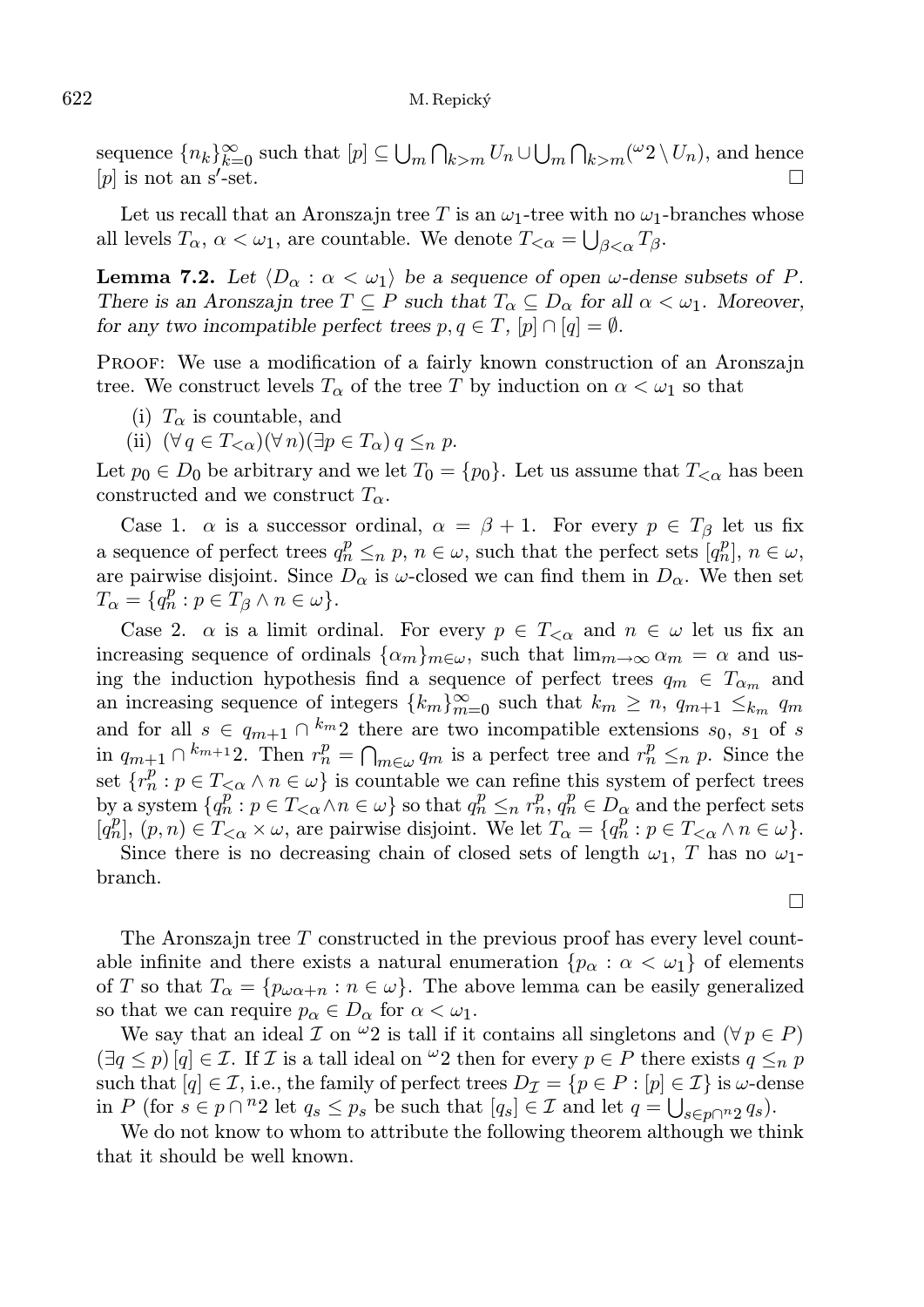sequence $\{n_k\}_{k=0}^\infty$ such that $[p] \subseteq \bigcup_m \bigcap_{k>m} U_n \cup \bigcup_m \bigcap_{k>m} ({}^\omega 2 \setminus U_n)$, and hence $[p]$ is not an s$'$-set. □

Let us recall that an Aronszajn tree $T$ is an $\omega_1$-tree with no $\omega_1$-branches whose all levels $T_\alpha$, $\alpha < \omega_1$, are countable. We denote $T_{<\alpha} = \bigcup_{\beta<\alpha} T_\beta$.

**Lemma 7.2.** *Let $\langle D_\alpha : \alpha < \omega_1 \rangle$ be a sequence of open $\omega$-dense subsets of $P$. There is an Aronszajn tree $T \subseteq P$ such that $T_\alpha \subseteq D_\alpha$ for all $\alpha < \omega_1$. Moreover, for any two incompatible perfect trees $p, q \in T$, $[p] \cap [q] = \emptyset$.*

Proof: We use a modification of a fairly known construction of an Aronszajn tree. We construct levels $T_\alpha$ of the tree $T$ by induction on $\alpha < \omega_1$ so that

- (i) $T_\alpha$ is countable, and
- (ii) $(\forall\, q \in T_{<\alpha})(\forall\, n)(\exists p \in T_\alpha)\, q \leq_n p$.

Let $p_0 \in D_0$ be arbitrary and we let $T_0 = \{p_0\}$. Let us assume that $T_{<\alpha}$ has been constructed and we construct $T_\alpha$.

Case 1. $\alpha$ is a successor ordinal, $\alpha = \beta + 1$. For every $p \in T_\beta$ let us fix a sequence of perfect trees $q_n^p \leq_n p$, $n \in \omega$, such that the perfect sets $[q_n^p]$, $n \in \omega$, are pairwise disjoint. Since $D_\alpha$ is $\omega$-closed we can find them in $D_\alpha$. We then set $T_\alpha = \{q_n^p : p \in T_\beta \wedge n \in \omega\}$.

Case 2. $\alpha$ is a limit ordinal. For every $p \in T_{<\alpha}$ and $n \in \omega$ let us fix an increasing sequence of ordinals $\{\alpha_m\}_{m\in\omega}$, such that $\lim_{m\to\infty} \alpha_m = \alpha$ and using the induction hypothesis find a sequence of perfect trees $q_m \in T_{\alpha_m}$ and an increasing sequence of integers $\{k_m\}_{m=0}^\infty$ such that $k_m \geq n$, $q_{m+1} \leq_{k_m} q_m$ and for all $s \in q_{m+1} \cap {}^{k_m}2$ there are two incompatible extensions $s_0$, $s_1$ of $s$ in $q_{m+1} \cap {}^{k_{m+1}}2$. Then $r_n^p = \bigcap_{m\in\omega} q_m$ is a perfect tree and $r_n^p \leq_n p$. Since the set $\{r_n^p : p \in T_{<\alpha} \wedge n \in \omega\}$ is countable we can refine this system of perfect trees by a system $\{q_n^p : p \in T_{<\alpha} \wedge n \in \omega\}$ so that $q_n^p \leq_n r_n^p$, $q_n^p \in D_\alpha$ and the perfect sets $[q_n^p]$, $(p,n) \in T_{<\alpha} \times \omega$, are pairwise disjoint. We let $T_\alpha = \{q_n^p : p \in T_{<\alpha} \wedge n \in \omega\}$.

Since there is no decreasing chain of closed sets of length $\omega_1$, $T$ has no $\omega_1$-branch. □

The Aronszajn tree $T$ constructed in the previous proof has every level countable infinite and there exists a natural enumeration $\{p_\alpha : \alpha < \omega_1\}$ of elements of $T$ so that $T_\alpha = \{p_{\omega\alpha+n} : n \in \omega\}$. The above lemma can be easily generalized so that we can require $p_\alpha \in D_\alpha$ for $\alpha < \omega_1$.

We say that an ideal $\mathcal{I}$ on ${}^\omega 2$ is tall if it contains all singletons and $(\forall\, p \in P)$ $(\exists q \leq p)\, [q] \in \mathcal{I}$. If $\mathcal{I}$ is a tall ideal on ${}^\omega 2$ then for every $p \in P$ there exists $q \leq_n p$ such that $[q] \in \mathcal{I}$, i.e., the family of perfect trees $D_{\mathcal{I}} = \{p \in P : [p] \in \mathcal{I}\}$ is $\omega$-dense in $P$ (for $s \in p \cap {}^n 2$ let $q_s \leq p_s$ be such that $[q_s] \in \mathcal{I}$ and let $q = \bigcup_{s\in p\cap {}^n 2} q_s$).

We do not know to whom to attribute the following theorem although we think that it should be well known.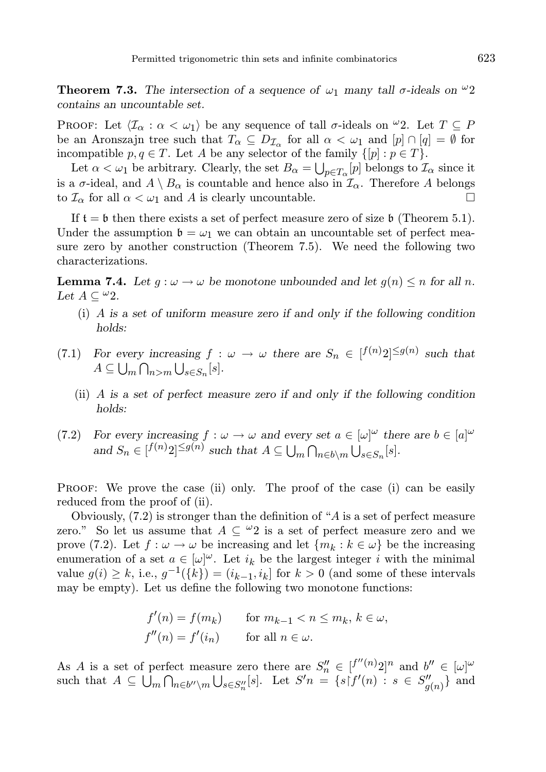**Theorem 7.3.** *The intersection of a sequence of $\omega_1$ many tall $\sigma$-ideals on ${}^\omega 2$ contains an uncountable set.*

Proof: Let $\langle \mathcal{I}_\alpha : \alpha < \omega_1\rangle$ be any sequence of tall $\sigma$-ideals on ${}^\omega 2$. Let $T \subseteq P$ be an Aronszajn tree such that $T_\alpha \subseteq D_{\mathcal{I}_\alpha}$ for all $\alpha < \omega_1$ and $[p] \cap [q] = \emptyset$ for incompatible $p, q \in T$. Let $A$ be any selector of the family $\{[p] : p \in T\}$.

Let $\alpha < \omega_1$ be arbitrary. Clearly, the set $B_\alpha = \bigcup_{p \in T_\alpha} [p]$ belongs to $\mathcal{I}_\alpha$ since it is a $\sigma$-ideal, and $A \setminus B_\alpha$ is countable and hence also in $\mathcal{I}_\alpha$. Therefore $A$ belongs to $\mathcal{I}_\alpha$ for all $\alpha < \omega_1$ and $A$ is clearly uncountable. □

If $\mathfrak{t} = \mathfrak{b}$ then there exists a set of perfect measure zero of size $\mathfrak{b}$ (Theorem 5.1). Under the assumption $\mathfrak{b} = \omega_1$ we can obtain an uncountable set of perfect measure zero by another construction (Theorem 7.5). We need the following two characterizations.

**Lemma 7.4.** *Let $g : \omega \to \omega$ be monotone unbounded and let $g(n) \leq n$ for all $n$. Let $A \subseteq {}^\omega 2$.*

(i) *$A$ is a set of uniform measure zero if and only if the following condition holds:*

(7.1) *For every increasing $f : \omega \to \omega$ there are $S_n \in [{}^{f(n)}2]^{\leq g(n)}$ such that $A \subseteq \bigcup_m \bigcap_{n>m} \bigcup_{s \in S_n} [s]$.*

(ii) *$A$ is a set of perfect measure zero if and only if the following condition holds:*

(7.2) *For every increasing $f : \omega \to \omega$ and every set $a \in [\omega]^\omega$ there are $b \in [a]^\omega$ and $S_n \in [{}^{f(n)}2]^{\leq g(n)}$ such that $A \subseteq \bigcup_m \bigcap_{n \in b \setminus m} \bigcup_{s \in S_n} [s]$.*

Proof: We prove the case (ii) only. The proof of the case (i) can be easily reduced from the proof of (ii).

Obviously, (7.2) is stronger than the definition of "$A$ is a set of perfect measure zero." So let us assume that $A \subseteq {}^\omega 2$ is a set of perfect measure zero and we prove (7.2). Let $f : \omega \to \omega$ be increasing and let $\{m_k : k \in \omega\}$ be the increasing enumeration of a set $a \in [\omega]^\omega$. Let $i_k$ be the largest integer $i$ with the minimal value $g(i) \geq k$, i.e., $g^{-1}(\{k\}) = (i_{k-1}, i_k]$ for $k > 0$ (and some of these intervals may be empty). Let us define the following two monotone functions:

$$f'(n) = f(m_k) \qquad \text{for } m_{k-1} < n \leq m_k,\ k \in \omega,$$
$$f''(n) = f'(i_n) \qquad \text{for all } n \in \omega.$$

As $A$ is a set of perfect measure zero there are $S''_n \in [{}^{f''(n)}2]^n$ and $b'' \in [\omega]^\omega$ such that $A \subseteq \bigcup_m \bigcap_{n \in b'' \setminus m} \bigcup_{s \in S''_n} [s]$. Let $S'n = \{s \restriction f'(n) : s \in S''_{g(n)}\}$ and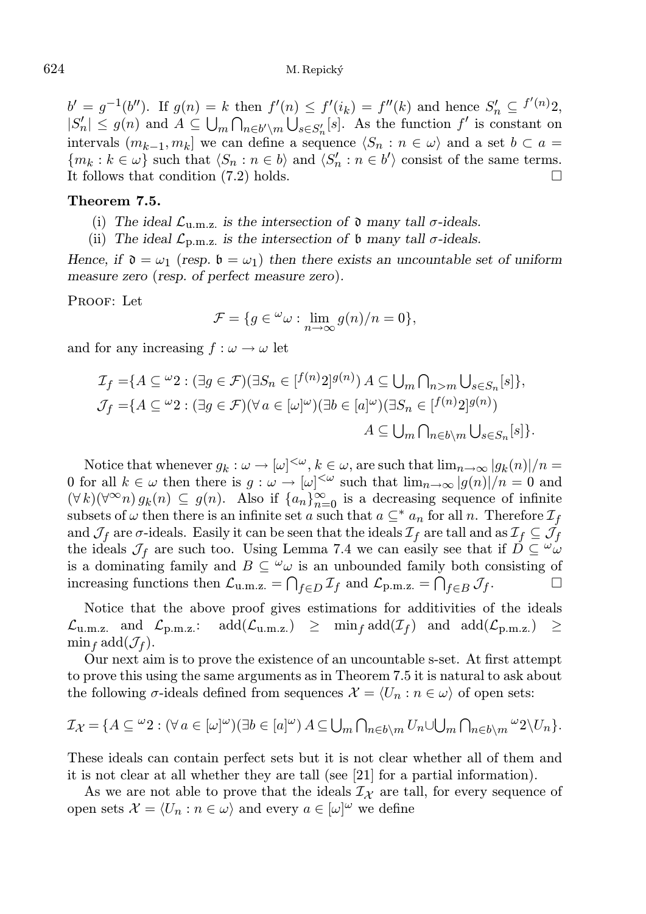$b' = g^{-1}(b'')$. If $g(n) = k$ then $f'(n) \leq f'(i_k) = f''(k)$ and hence $S'_n \subseteq {}^{f'(n)}2$, $|S'_n| \leq g(n)$ and $A \subseteq \bigcup_m \bigcap_{n \in b' \setminus m} \bigcup_{s \in S'_n} [s]$. As the function $f'$ is constant on intervals $(m_{k-1}, m_k]$ we can define a sequence $\langle S_n : n \in \omega \rangle$ and a set $b \subset a = \{m_k : k \in \omega\}$ such that $\langle S_n : n \in b \rangle$ and $\langle S'_n : n \in b' \rangle$ consist of the same terms. It follows that condition (7.2) holds. $\square$

**Theorem 7.5.**

(i) *The ideal $\mathcal{L}_{\text{u.m.z.}}$ is the intersection of $\mathfrak{d}$ many tall $\sigma$-ideals.*

(ii) *The ideal $\mathcal{L}_{\text{p.m.z.}}$ is the intersection of $\mathfrak{b}$ many tall $\sigma$-ideals.*

*Hence, if $\mathfrak{d} = \omega_1$ (resp. $\mathfrak{b} = \omega_1$) then there exists an uncountable set of uniform measure zero (resp. of perfect measure zero).*

Proof: Let

$$\mathcal{F} = \{g \in {}^\omega\omega : \lim_{n\to\infty} g(n)/n = 0\},$$

and for any increasing $f : \omega \to \omega$ let

$$\begin{aligned}
\mathcal{I}_f =& \{A \subseteq {}^\omega 2 : (\exists g \in \mathcal{F})(\exists S_n \in [{}^{f(n)}2]^{g(n)})\, A \subseteq \textstyle\bigcup_m \bigcap_{n>m} \bigcup_{s\in S_n}[s]\},\\
\mathcal{J}_f =& \{A \subseteq {}^\omega 2 : (\exists g \in \mathcal{F})(\forall\, a \in [\omega]^\omega)(\exists b \in [a]^\omega)(\exists S_n \in [{}^{f(n)}2]^{g(n)})\\
&\qquad\qquad\qquad\qquad\qquad\qquad\qquad A \subseteq \textstyle\bigcup_m \bigcap_{n\in b\setminus m} \bigcup_{s\in S_n}[s]\}.
\end{aligned}$$

Notice that whenever $g_k : \omega \to [\omega]^{<\omega}$, $k \in \omega$, are such that $\lim_{n\to\infty} |g_k(n)|/n = 0$ for all $k \in \omega$ then there is $g : \omega \to [\omega]^{<\omega}$ such that $\lim_{n\to\infty} |g(n)|/n = 0$ and $(\forall\, k)(\forall^\infty n)\, g_k(n) \subseteq g(n)$. Also if $\{a_n\}_{n=0}^\infty$ is a decreasing sequence of infinite subsets of $\omega$ then there is an infinite set $a$ such that $a \subseteq^* a_n$ for all $n$. Therefore $\mathcal{I}_f$ and $\mathcal{J}_f$ are $\sigma$-ideals. Easily it can be seen that the ideals $\mathcal{I}_f$ are tall and as $\mathcal{I}_f \subseteq \mathcal{J}_f$ the ideals $\mathcal{J}_f$ are such too. Using Lemma 7.4 we can easily see that if $D \subseteq {}^\omega\omega$ is a dominating family and $B \subseteq {}^\omega\omega$ is an unbounded family both consisting of increasing functions then $\mathcal{L}_{\text{u.m.z.}} = \bigcap_{f\in D} \mathcal{I}_f$ and $\mathcal{L}_{\text{p.m.z.}} = \bigcap_{f\in B} \mathcal{J}_f$. $\square$

Notice that the above proof gives estimations for additivities of the ideals $\mathcal{L}_{\text{u.m.z.}}$ and $\mathcal{L}_{\text{p.m.z.}}$: $\text{add}(\mathcal{L}_{\text{u.m.z.}}) \geq \min_f \text{add}(\mathcal{I}_f)$ and $\text{add}(\mathcal{L}_{\text{p.m.z.}}) \geq \min_f \text{add}(\mathcal{J}_f)$.

Our next aim is to prove the existence of an uncountable s-set. At first attempt to prove this using the same arguments as in Theorem 7.5 it is natural to ask about the following $\sigma$-ideals defined from sequences $\mathcal{X} = \langle U_n : n \in \omega \rangle$ of open sets:

$$\mathcal{I}_\mathcal{X} = \{A \subseteq {}^\omega 2 : (\forall\, a \in [\omega]^\omega)(\exists b \in [a]^\omega)\, A \subseteq \textstyle\bigcup_m \bigcap_{n\in b\setminus m} U_n \cup \bigcup_m \bigcap_{n \in b\setminus m} {}^\omega 2 \setminus U_n\}.$$

These ideals can contain perfect sets but it is not clear whether all of them and it is not clear at all whether they are tall (see [21] for a partial information).

As we are not able to prove that the ideals $\mathcal{I}_\mathcal{X}$ are tall, for every sequence of open sets $\mathcal{X} = \langle U_n : n \in \omega \rangle$ and every $a \in [\omega]^\omega$ we define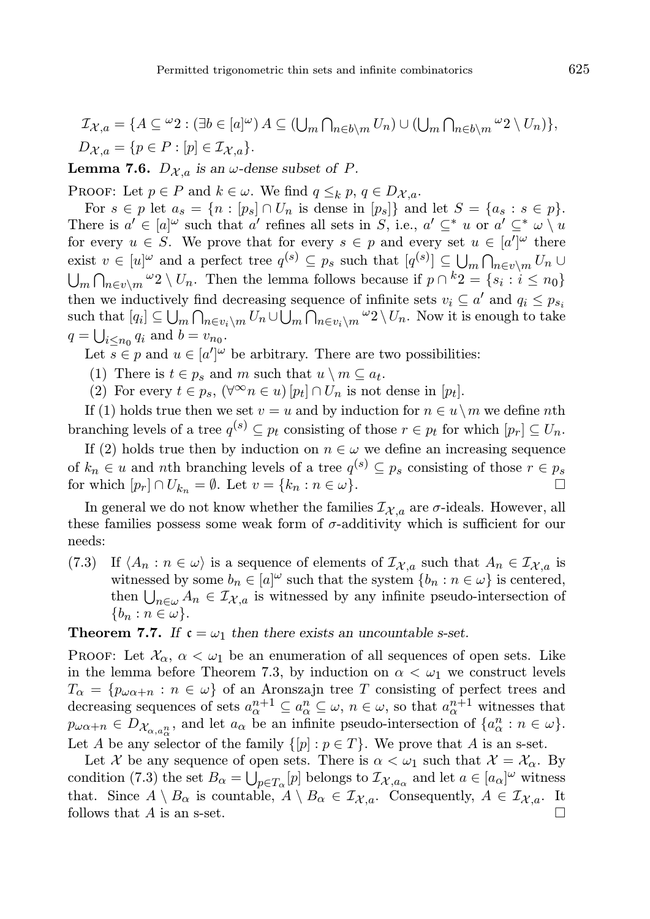$\mathcal{I}_{\mathcal{X},a} = \{A \subseteq {}^\omega 2 : (\exists b \in [a]^\omega)\, A \subseteq (\bigcup_m \bigcap_{n\in b\setminus m} U_n) \cup (\bigcup_m \bigcap_{n \in b\setminus m} {}^\omega 2 \setminus U_n)\}$,

$D_{\mathcal{X},a} = \{p \in P : [p] \in \mathcal{I}_{\mathcal{X},a}\}$.

**Lemma 7.6.** *$D_{\mathcal{X},a}$ is an $\omega$-dense subset of $P$.*

Proof: Let $p \in P$ and $k \in \omega$. We find $q \leq_k p$, $q \in D_{\mathcal{X},a}$.

For $s \in p$ let $a_s = \{n : [p_s] \cap U_n$ is dense in $[p_s]\}$ and let $S = \{a_s : s \in p\}$. There is $a' \in [a]^\omega$ such that $a'$ refines all sets in $S$, i.e., $a' \subseteq^* u$ or $a' \subseteq^* \omega \setminus u$ for every $u \in S$. We prove that for every $s \in p$ and every set $u \in [a']^\omega$ there exist $v \in [u]^\omega$ and a perfect tree $q^{(s)} \subseteq p_s$ such that $[q^{(s)}] \subseteq \bigcup_m \bigcap_{n\in v\setminus m} U_n \cup \bigcup_m \bigcap_{n\in v\setminus m} {}^\omega 2 \setminus U_n$. Then the lemma follows because if $p \cap {}^k 2 = \{s_i : i \leq n_0\}$ then we inductively find decreasing sequence of infinite sets $v_i \subseteq a'$ and $q_i \leq p_{s_i}$ such that $[q_i] \subseteq \bigcup_m \bigcap_{n\in v_i\setminus m} U_n \cup \bigcup_m \bigcap_{n\in v_i \setminus m} {}^\omega 2 \setminus U_n$. Now it is enough to take $q = \bigcup_{i\leq n_0} q_i$ and $b = v_{n_0}$.

Let $s \in p$ and $u \in [a']^\omega$ be arbitrary. There are two possibilities:

(1) There is $t \in p_s$ and $m$ such that $u \setminus m \subseteq a_t$.

(2) For every $t \in p_s$, $(\forall^\infty n \in u)\, [p_t] \cap U_n$ is not dense in $[p_t]$.

If (1) holds true then we set $v = u$ and by induction for $n \in u \setminus m$ we define $n$th branching levels of a tree $q^{(s)} \subseteq p_t$ consisting of those $r \in p_t$ for which $[p_r] \subseteq U_n$.

If (2) holds true then by induction on $n \in \omega$ we define an increasing sequence of $k_n \in u$ and $n$th branching levels of a tree $q^{(s)} \subseteq p_s$ consisting of those $r \in p_s$ for which $[p_r] \cap U_{k_n} = \emptyset$. Let $v = \{k_n : n \in \omega\}$. $\square$

In general we do not know whether the families $\mathcal{I}_{\mathcal{X},a}$ are $\sigma$-ideals. However, all these families possess some weak form of $\sigma$-additivity which is sufficient for our needs:

(7.3) If $\langle A_n : n \in \omega\rangle$ is a sequence of elements of $\mathcal{I}_{\mathcal{X},a}$ such that $A_n \in \mathcal{I}_{\mathcal{X},a}$ is witnessed by some $b_n \in [a]^\omega$ such that the system $\{b_n : n \in \omega\}$ is centered, then $\bigcup_{n\in\omega} A_n \in \mathcal{I}_{\mathcal{X},a}$ is witnessed by any infinite pseudo-intersection of $\{b_n : n \in \omega\}$.

**Theorem 7.7.** *If $\mathfrak{c} = \omega_1$ then there exists an uncountable s-set.*

Proof: Let $\mathcal{X}_\alpha$, $\alpha < \omega_1$ be an enumeration of all sequences of open sets. Like in the lemma before Theorem 7.3, by induction on $\alpha < \omega_1$ we construct levels $T_\alpha = \{p_{\omega\alpha+n} : n \in \omega\}$ of an Aronszajn tree $T$ consisting of perfect trees and decreasing sequences of sets $a_\alpha^{n+1} \subseteq a_\alpha^n \subseteq \omega$, $n \in \omega$, so that $a_\alpha^{n+1}$ witnesses that $p_{\omega\alpha+n} \in D_{\mathcal{X}_\alpha, a_\alpha^n}$, and let $a_\alpha$ be an infinite pseudo-intersection of $\{a_\alpha^n : n \in \omega\}$. Let $A$ be any selector of the family $\{[p] : p \in T\}$. We prove that $A$ is an s-set.

Let $\mathcal{X}$ be any sequence of open sets. There is $\alpha < \omega_1$ such that $\mathcal{X} = \mathcal{X}_\alpha$. By condition (7.3) the set $B_\alpha = \bigcup_{p\in T_\alpha}[p]$ belongs to $\mathcal{I}_{\mathcal{X},a_\alpha}$ and let $a \in [a_\alpha]^\omega$ witness that. Since $A \setminus B_\alpha$ is countable, $A \setminus B_\alpha \in \mathcal{I}_{\mathcal{X},a}$. Consequently, $A \in \mathcal{I}_{\mathcal{X},a}$. It follows that $A$ is an s-set. $\square$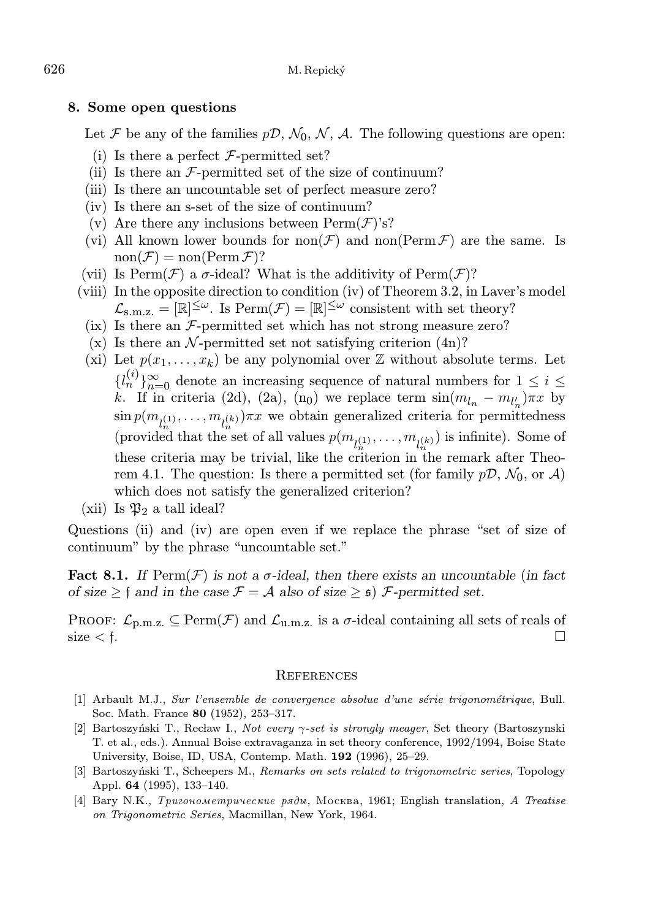## 8. Some open questions

Let $\mathcal{F}$ be any of the families $p\mathcal{D}$, $\mathcal{N}_0$, $\mathcal{N}$, $\mathcal{A}$. The following questions are open:

- (i) Is there a perfect $\mathcal{F}$-permitted set?
- (ii) Is there an $\mathcal{F}$-permitted set of the size of continuum?
- (iii) Is there an uncountable set of perfect measure zero?
- (iv) Is there an s-set of the size of continuum?
- (v) Are there any inclusions between $\mathrm{Perm}(\mathcal{F})$'s?
- (vi) All known lower bounds for $\mathrm{non}(\mathcal{F})$ and $\mathrm{non}(\mathrm{Perm}\,\mathcal{F})$ are the same. Is $\mathrm{non}(\mathcal{F}) = \mathrm{non}(\mathrm{Perm}\,\mathcal{F})$?
- (vii) Is $\mathrm{Perm}(\mathcal{F})$ a $\sigma$-ideal? What is the additivity of $\mathrm{Perm}(\mathcal{F})$?
- (viii) In the opposite direction to condition (iv) of Theorem 3.2, in Laver's model $\mathcal{L}_{\text{s.m.z.}} = [\mathbb{R}]^{\leq\omega}$. Is $\mathrm{Perm}(\mathcal{F}) = [\mathbb{R}]^{\leq\omega}$ consistent with set theory?
- (ix) Is there an $\mathcal{F}$-permitted set which has not strong measure zero?
- (x) Is there an $\mathcal{N}$-permitted set not satisfying criterion (4n)?
- (xi) Let $p(x_1, \ldots, x_k)$ be any polynomial over $\mathbb{Z}$ without absolute terms. Let $\{l_n^{(i)}\}_{n=0}^{\infty}$ denote an increasing sequence of natural numbers for $1 \leq i \leq k$. If in criteria (2d), (2a), ($\mathrm{n}_0$) we replace term $\sin(m_{l_n} - m_{l'_n})\pi x$ by $\sin p(m_{l_n^{(1)}}, \ldots, m_{l_n^{(k)}})\pi x$ we obtain generalized criteria for permittedness (provided that the set of all values $p(m_{l_n^{(1)}}, \ldots, m_{l_n^{(k)}})$ is infinite). Some of these criteria may be trivial, like the criterion in the remark after Theorem 4.1. The question: Is there a permitted set (for family $p\mathcal{D}$, $\mathcal{N}_0$, or $\mathcal{A}$) which does not satisfy the generalized criterion?
- (xii) Is $\mathfrak{P}_2$ a tall ideal?

Questions (ii) and (iv) are open even if we replace the phrase "set of size of continuum" by the phrase "uncountable set."

**Fact 8.1.** *If $\mathrm{Perm}(\mathcal{F})$ is not a $\sigma$-ideal, then there exists an uncountable (in fact of size $\geq \mathfrak{f}$ and in the case $\mathcal{F} = \mathcal{A}$ also of size $\geq \mathfrak{s}$) $\mathcal{F}$-permitted set.*

PROOF: $\mathcal{L}_{\text{p.m.z.}} \subseteq \mathrm{Perm}(\mathcal{F})$ and $\mathcal{L}_{\text{u.m.z.}}$ is a $\sigma$-ideal containing all sets of reals of size $< \mathfrak{f}$. □

## References

[1] Arbault M.J., *Sur l'ensemble de convergence absolue d'une série trigonométrique*, Bull. Soc. Math. France **80** (1952), 253–317.

[2] Bartoszyński T., Recław I., *Not every $\gamma$-set is strongly meager*, Set theory (Bartoszynski T. et al., eds.). Annual Boise extravaganza in set theory conference, 1992/1994, Boise State University, Boise, ID, USA, Contemp. Math. **192** (1996), 25–29.

[3] Bartoszyński T., Scheepers M., *Remarks on sets related to trigonometric series*, Topology Appl. **64** (1995), 133–140.

[4] Bary N.K., *Тригонометрические ряды*, Москва, 1961; English translation, *A Treatise on Trigonometric Series*, Macmillan, New York, 1964.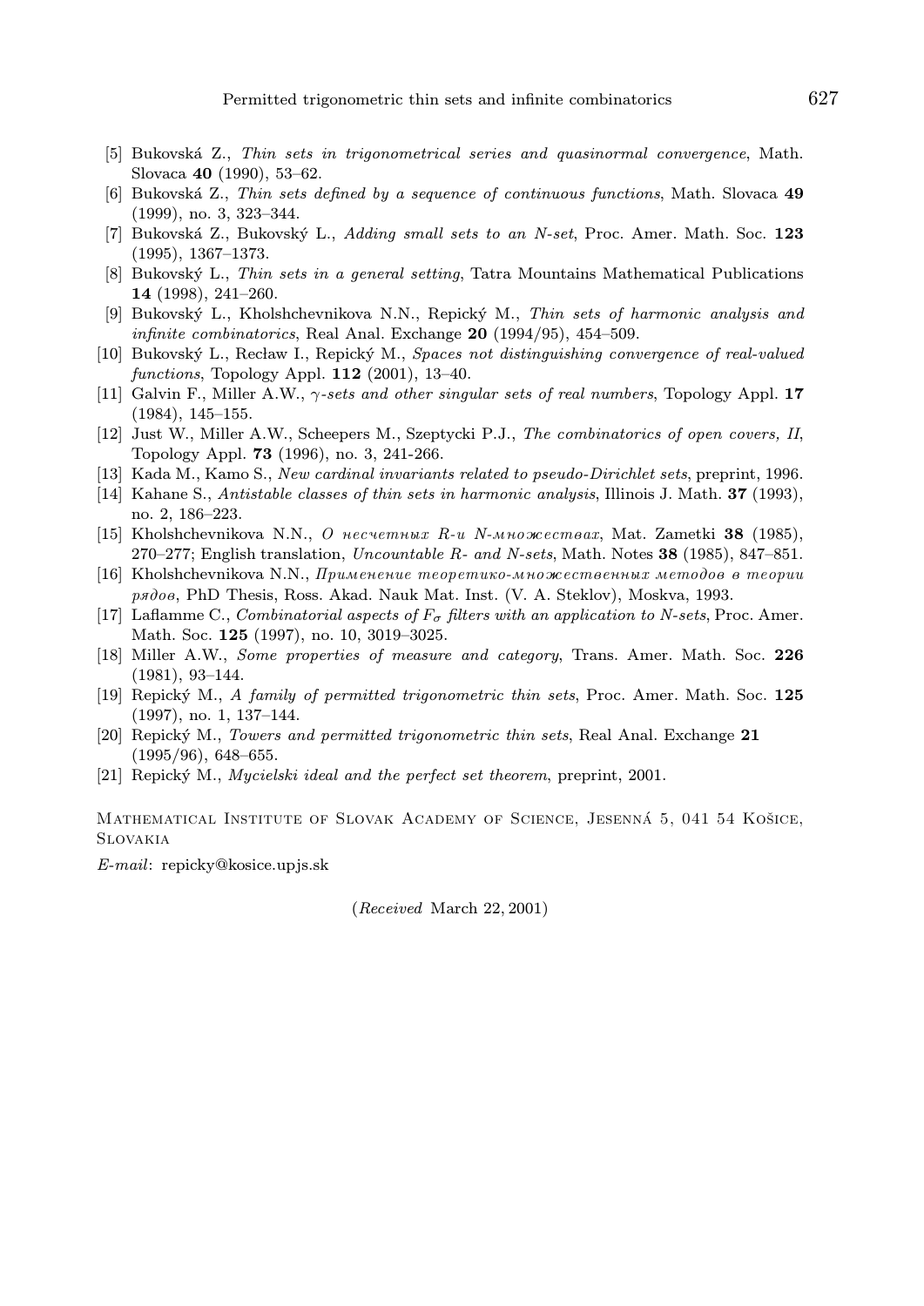[5] Bukovská Z., *Thin sets in trigonometrical series and quasinormal convergence*, Math. Slovaca **40** (1990), 53–62.

[6] Bukovská Z., *Thin sets defined by a sequence of continuous functions*, Math. Slovaca **49** (1999), no. 3, 323–344.

[7] Bukovská Z., Bukovský L., *Adding small sets to an N-set*, Proc. Amer. Math. Soc. **123** (1995), 1367–1373.

[8] Bukovský L., *Thin sets in a general setting*, Tatra Mountains Mathematical Publications **14** (1998), 241–260.

[9] Bukovský L., Kholshchevnikova N.N., Repický M., *Thin sets of harmonic analysis and infinite combinatorics*, Real Anal. Exchange **20** (1994/95), 454–509.

[10] Bukovský L., Recław I., Repický M., *Spaces not distinguishing convergence of real-valued functions*, Topology Appl. **112** (2001), 13–40.

[11] Galvin F., Miller A.W., *$\gamma$-sets and other singular sets of real numbers*, Topology Appl. **17** (1984), 145–155.

[12] Just W., Miller A.W., Scheepers M., Szeptycki P.J., *The combinatorics of open covers, II*, Topology Appl. **73** (1996), no. 3, 241-266.

[13] Kada M., Kamo S., *New cardinal invariants related to pseudo-Dirichlet sets*, preprint, 1996.

[14] Kahane S., *Antistable classes of thin sets in harmonic analysis*, Illinois J. Math. **37** (1993), no. 2, 186–223.

[15] Kholshchevnikova N.N., *О несчетных R-и N-множествах*, Mat. Zametki **38** (1985), 270–277; English translation, *Uncountable R- and N-sets*, Math. Notes **38** (1985), 847–851.

[16] Kholshchevnikova N.N., *Применение теоретико-множественных методов в теории рядов*, PhD Thesis, Ross. Akad. Nauk Mat. Inst. (V. A. Steklov), Moskva, 1993.

[17] Laflamme C., *Combinatorial aspects of $F_\sigma$ filters with an application to N-sets*, Proc. Amer. Math. Soc. **125** (1997), no. 10, 3019–3025.

[18] Miller A.W., *Some properties of measure and category*, Trans. Amer. Math. Soc. **226** (1981), 93–144.

[19] Repický M., *A family of permitted trigonometric thin sets*, Proc. Amer. Math. Soc. **125** (1997), no. 1, 137–144.

[20] Repický M., *Towers and permitted trigonometric thin sets*, Real Anal. Exchange **21** (1995/96), 648–655.

[21] Repický M., *Mycielski ideal and the perfect set theorem*, preprint, 2001.

Mathematical Institute of Slovak Academy of Science, Jesenná 5, 041 54 Košice, Slovakia

*E-mail*: repicky@kosice.upjs.sk

(*Received* March 22, 2001)